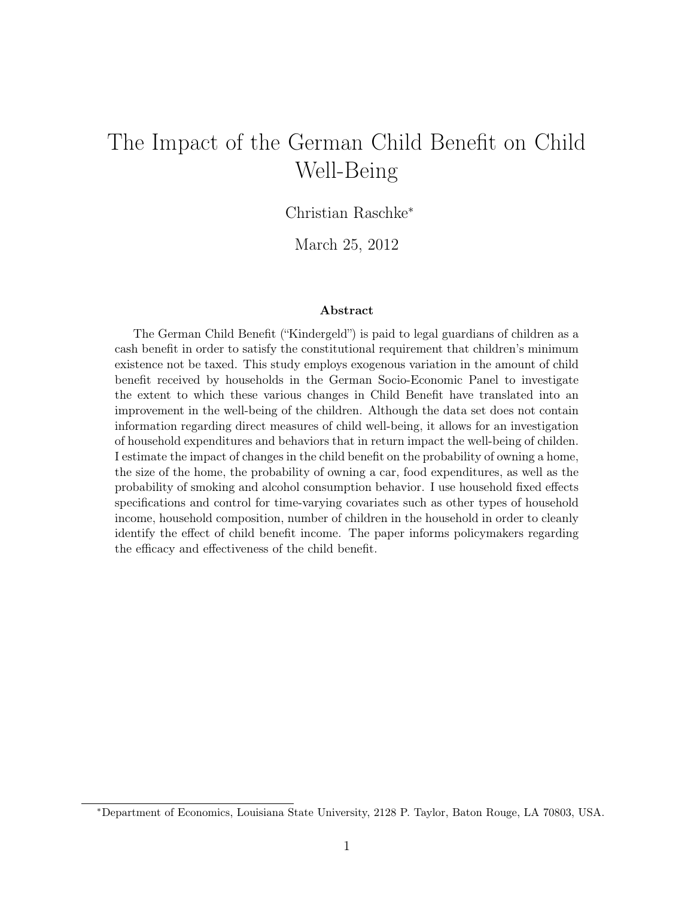# The Impact of the German Child Benefit on Child Well-Being

Christian Raschke[*]

March 25, 2012

### Abstract

The German Child Benefit ("Kindergeld") is paid to legal guardians of children as a cash benefit in order to satisfy the constitutional requirement that children's minimum existence not be taxed. This study employs exogenous variation in the amount of child benefit received by households in the German Socio-Economic Panel to investigate the extent to which these various changes in Child Benefit have translated into an improvement in the well-being of the children. Although the data set does not contain information regarding direct measures of child well-being, it allows for an investigation of household expenditures and behaviors that in return impact the well-being of childen. I estimate the impact of changes in the child benefit on the probability of owning a home, the size of the home, the probability of owning a car, food expenditures, as well as the probability of smoking and alcohol consumption behavior. I use household fixed effects specifications and control for time-varying covariates such as other types of household income, household composition, number of children in the household in order to cleanly identify the effect of child benefit income. The paper informs policymakers regarding the efficacy and effectiveness of the child benefit.

[*] Department of Economics, Louisiana State University, 2128 P. Taylor, Baton Rouge, LA 70803, USA.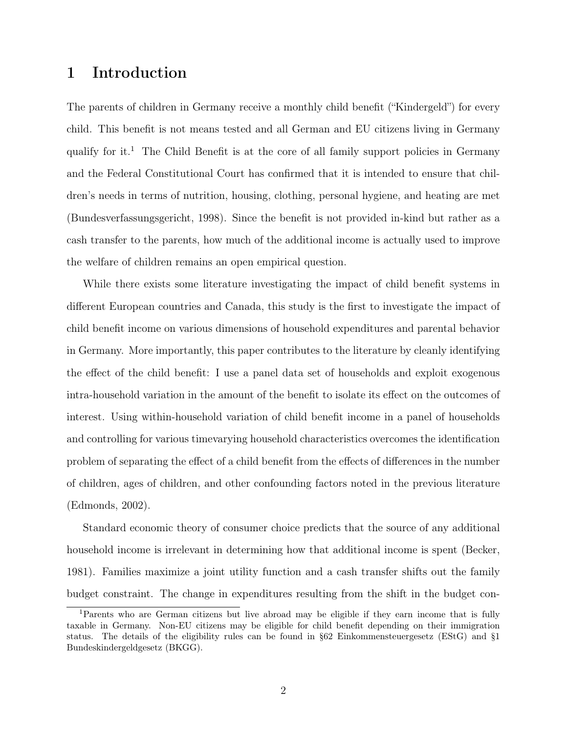# 1 Introduction

The parents of children in Germany receive a monthly child benefit ("Kindergeld") for every child. This benefit is not means tested and all German and EU citizens living in Germany qualify for it.[1] The Child Benefit is at the core of all family support policies in Germany and the Federal Constitutional Court has confirmed that it is intended to ensure that children's needs in terms of nutrition, housing, clothing, personal hygiene, and heating are met (Bundesverfassungsgericht, 1998). Since the benefit is not provided in-kind but rather as a cash transfer to the parents, how much of the additional income is actually used to improve the welfare of children remains an open empirical question.

While there exists some literature investigating the impact of child benefit systems in different European countries and Canada, this study is the first to investigate the impact of child benefit income on various dimensions of household expenditures and parental behavior in Germany. More importantly, this paper contributes to the literature by cleanly identifying the effect of the child benefit: I use a panel data set of households and exploit exogenous intra-household variation in the amount of the benefit to isolate its effect on the outcomes of interest. Using within-household variation of child benefit income in a panel of households and controlling for various timevarying household characteristics overcomes the identification problem of separating the effect of a child benefit from the effects of differences in the number of children, ages of children, and other confounding factors noted in the previous literature (Edmonds, 2002).

Standard economic theory of consumer choice predicts that the source of any additional household income is irrelevant in determining how that additional income is spent (Becker, 1981). Families maximize a joint utility function and a cash transfer shifts out the family budget constraint. The change in expenditures resulting from the shift in the budget con-

[1] Parents who are German citizens but live abroad may be eligible if they earn income that is fully taxable in Germany. Non-EU citizens may be eligible for child benefit depending on their immigration status. The details of the eligibility rules can be found in §62 Einkommensteuergesetz (EStG) and §1 Bundeskindergeldgesetz (BKGG).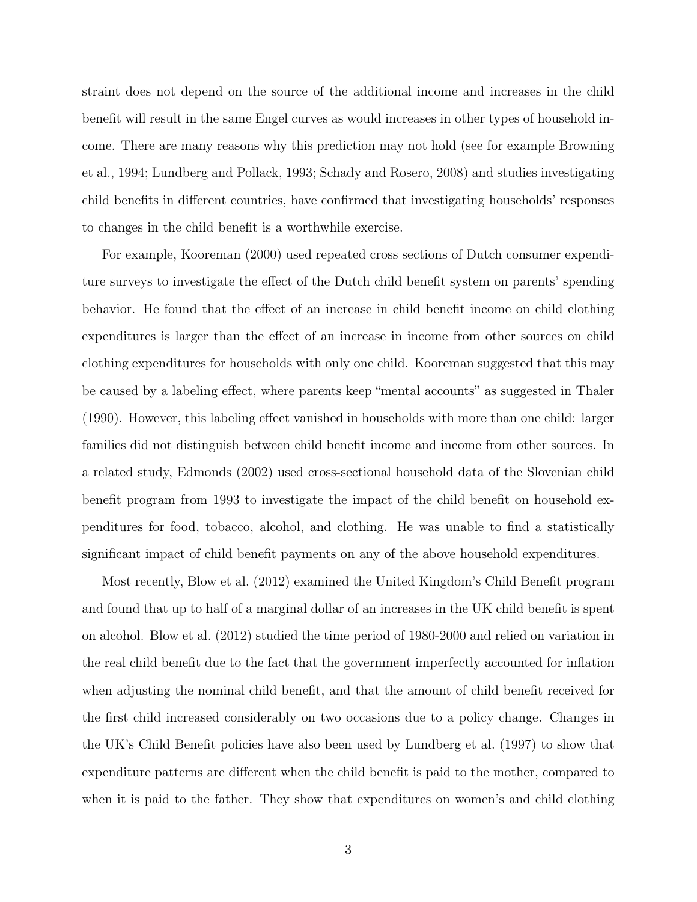straint does not depend on the source of the additional income and increases in the child benefit will result in the same Engel curves as would increases in other types of household income. There are many reasons why this prediction may not hold (see for example Browning et al., 1994; Lundberg and Pollack, 1993; Schady and Rosero, 2008) and studies investigating child benefits in different countries, have confirmed that investigating households' responses to changes in the child benefit is a worthwhile exercise.

For example, Kooreman (2000) used repeated cross sections of Dutch consumer expenditure surveys to investigate the effect of the Dutch child benefit system on parents' spending behavior. He found that the effect of an increase in child benefit income on child clothing expenditures is larger than the effect of an increase in income from other sources on child clothing expenditures for households with only one child. Kooreman suggested that this may be caused by a labeling effect, where parents keep "mental accounts" as suggested in Thaler (1990). However, this labeling effect vanished in households with more than one child: larger families did not distinguish between child benefit income and income from other sources. In a related study, Edmonds (2002) used cross-sectional household data of the Slovenian child benefit program from 1993 to investigate the impact of the child benefit on household expenditures for food, tobacco, alcohol, and clothing. He was unable to find a statistically significant impact of child benefit payments on any of the above household expenditures.

Most recently, Blow et al. (2012) examined the United Kingdom's Child Benefit program and found that up to half of a marginal dollar of an increases in the UK child benefit is spent on alcohol. Blow et al. (2012) studied the time period of 1980-2000 and relied on variation in the real child benefit due to the fact that the government imperfectly accounted for inflation when adjusting the nominal child benefit, and that the amount of child benefit received for the first child increased considerably on two occasions due to a policy change. Changes in the UK's Child Benefit policies have also been used by Lundberg et al. (1997) to show that expenditure patterns are different when the child benefit is paid to the mother, compared to when it is paid to the father. They show that expenditures on women's and child clothing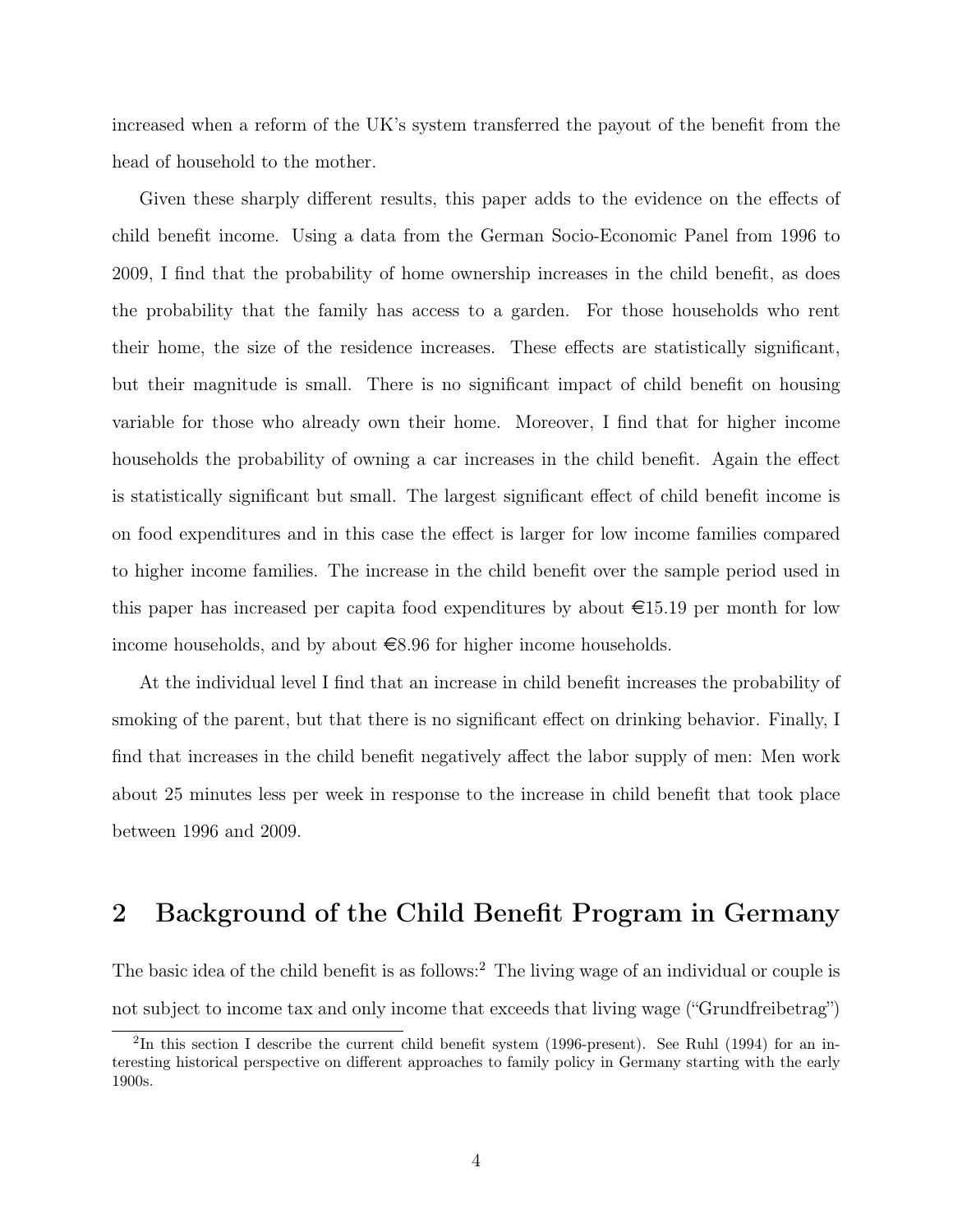increased when a reform of the UK's system transferred the payout of the benefit from the head of household to the mother.

Given these sharply different results, this paper adds to the evidence on the effects of child benefit income. Using a data from the German Socio-Economic Panel from 1996 to 2009, I find that the probability of home ownership increases in the child benefit, as does the probability that the family has access to a garden. For those households who rent their home, the size of the residence increases. These effects are statistically significant, but their magnitude is small. There is no significant impact of child benefit on housing variable for those who already own their home. Moreover, I find that for higher income households the probability of owning a car increases in the child benefit. Again the effect is statistically significant but small. The largest significant effect of child benefit income is on food expenditures and in this case the effect is larger for low income families compared to higher income families. The increase in the child benefit over the sample period used in this paper has increased per capita food expenditures by about €15.19 per month for low income households, and by about €8.96 for higher income households.

At the individual level I find that an increase in child benefit increases the probability of smoking of the parent, but that there is no significant effect on drinking behavior. Finally, I find that increases in the child benefit negatively affect the labor supply of men: Men work about 25 minutes less per week in response to the increase in child benefit that took place between 1996 and 2009.

## 2 Background of the Child Benefit Program in Germany

The basic idea of the child benefit is as follows:[2] The living wage of an individual or couple is not subject to income tax and only income that exceeds that living wage ("Grundfreibetrag")

[2] In this section I describe the current child benefit system (1996-present). See Ruhl (1994) for an interesting historical perspective on different approaches to family policy in Germany starting with the early 1900s.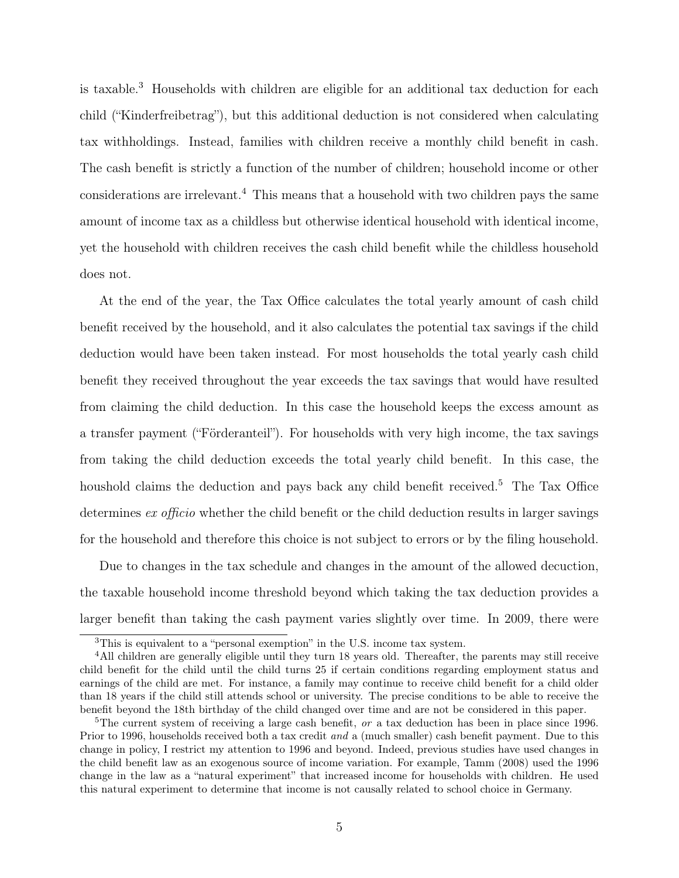is taxable.[3] Households with children are eligible for an additional tax deduction for each child ("Kinderfreibetrag"), but this additional deduction is not considered when calculating tax withholdings. Instead, families with children receive a monthly child benefit in cash. The cash benefit is strictly a function of the number of children; household income or other considerations are irrelevant.[4] This means that a household with two children pays the same amount of income tax as a childless but otherwise identical household with identical income, yet the household with children receives the cash child benefit while the childless household does not.

At the end of the year, the Tax Office calculates the total yearly amount of cash child benefit received by the household, and it also calculates the potential tax savings if the child deduction would have been taken instead. For most households the total yearly cash child benefit they received throughout the year exceeds the tax savings that would have resulted from claiming the child deduction. In this case the household keeps the excess amount as a transfer payment ("Förderanteil"). For households with very high income, the tax savings from taking the child deduction exceeds the total yearly child benefit. In this case, the houshold claims the deduction and pays back any child benefit received.[5] The Tax Office determines *ex officio* whether the child benefit or the child deduction results in larger savings for the household and therefore this choice is not subject to errors or by the filing household.

Due to changes in the tax schedule and changes in the amount of the allowed decuction, the taxable household income threshold beyond which taking the tax deduction provides a larger benefit than taking the cash payment varies slightly over time. In 2009, there were

[3] This is equivalent to a "personal exemption" in the U.S. income tax system.

[4] All children are generally eligible until they turn 18 years old. Thereafter, the parents may still receive child benefit for the child until the child turns 25 if certain conditions regarding employment status and earnings of the child are met. For instance, a family may continue to receive child benefit for a child older than 18 years if the child still attends school or university. The precise conditions to be able to receive the benefit beyond the 18th birthday of the child changed over time and are not be considered in this paper.

[5] The current system of receiving a large cash benefit, *or* a tax deduction has been in place since 1996. Prior to 1996, households received both a tax credit *and* a (much smaller) cash benefit payment. Due to this change in policy, I restrict my attention to 1996 and beyond. Indeed, previous studies have used changes in the child benefit law as an exogenous source of income variation. For example, Tamm (2008) used the 1996 change in the law as a "natural experiment" that increased income for households with children. He used this natural experiment to determine that income is not causally related to school choice in Germany.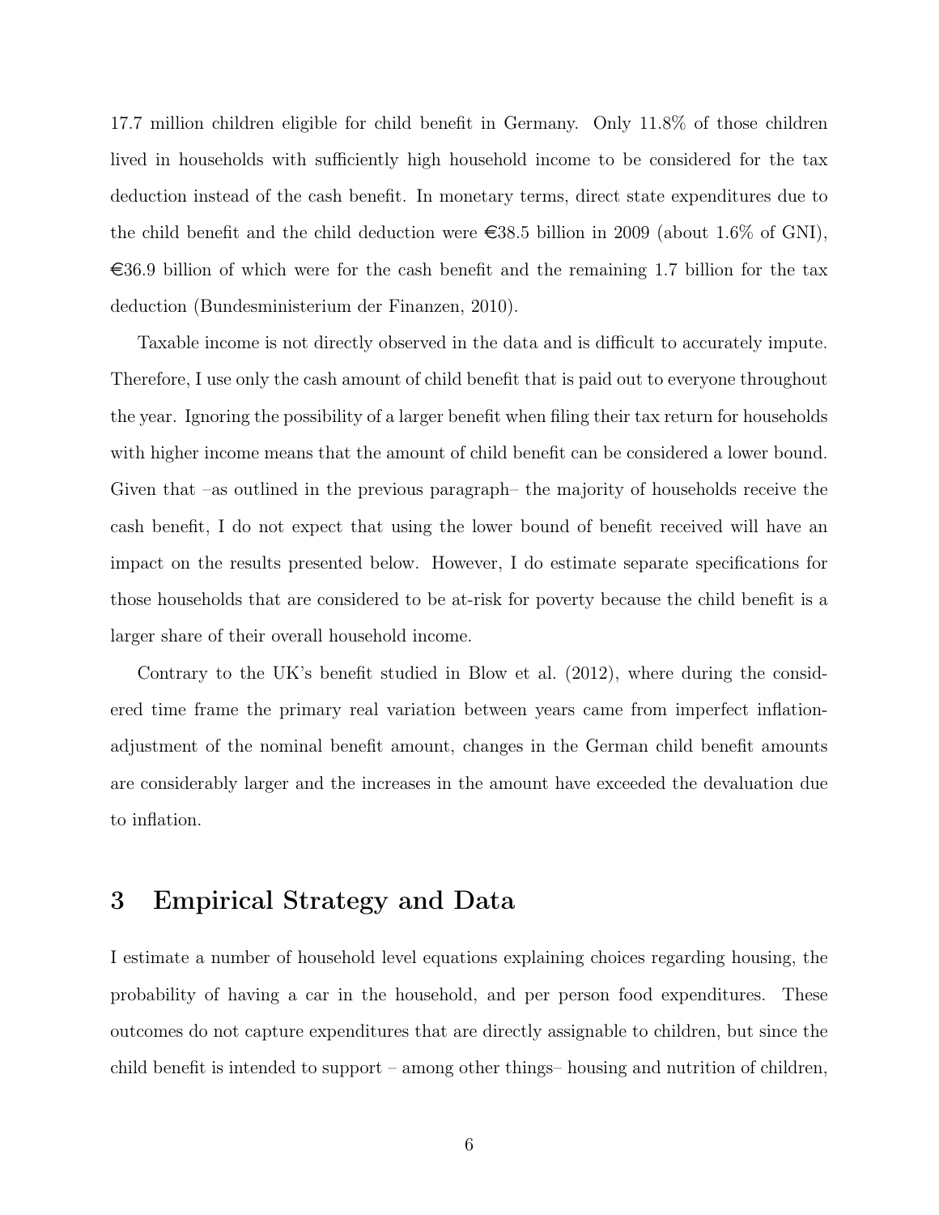17.7 million children eligible for child benefit in Germany. Only 11.8% of those children lived in households with sufficiently high household income to be considered for the tax deduction instead of the cash benefit. In monetary terms, direct state expenditures due to the child benefit and the child deduction were €38.5 billion in 2009 (about 1.6% of GNI), €36.9 billion of which were for the cash benefit and the remaining 1.7 billion for the tax deduction (Bundesministerium der Finanzen, 2010).

Taxable income is not directly observed in the data and is difficult to accurately impute. Therefore, I use only the cash amount of child benefit that is paid out to everyone throughout the year. Ignoring the possibility of a larger benefit when filing their tax return for households with higher income means that the amount of child benefit can be considered a lower bound. Given that –as outlined in the previous paragraph– the majority of households receive the cash benefit, I do not expect that using the lower bound of benefit received will have an impact on the results presented below. However, I do estimate separate specifications for those households that are considered to be at-risk for poverty because the child benefit is a larger share of their overall household income.

Contrary to the UK's benefit studied in Blow et al. (2012), where during the considered time frame the primary real variation between years came from imperfect inflation-adjustment of the nominal benefit amount, changes in the German child benefit amounts are considerably larger and the increases in the amount have exceeded the devaluation due to inflation.

## 3 Empirical Strategy and Data

I estimate a number of household level equations explaining choices regarding housing, the probability of having a car in the household, and per person food expenditures. These outcomes do not capture expenditures that are directly assignable to children, but since the child benefit is intended to support – among other things– housing and nutrition of children,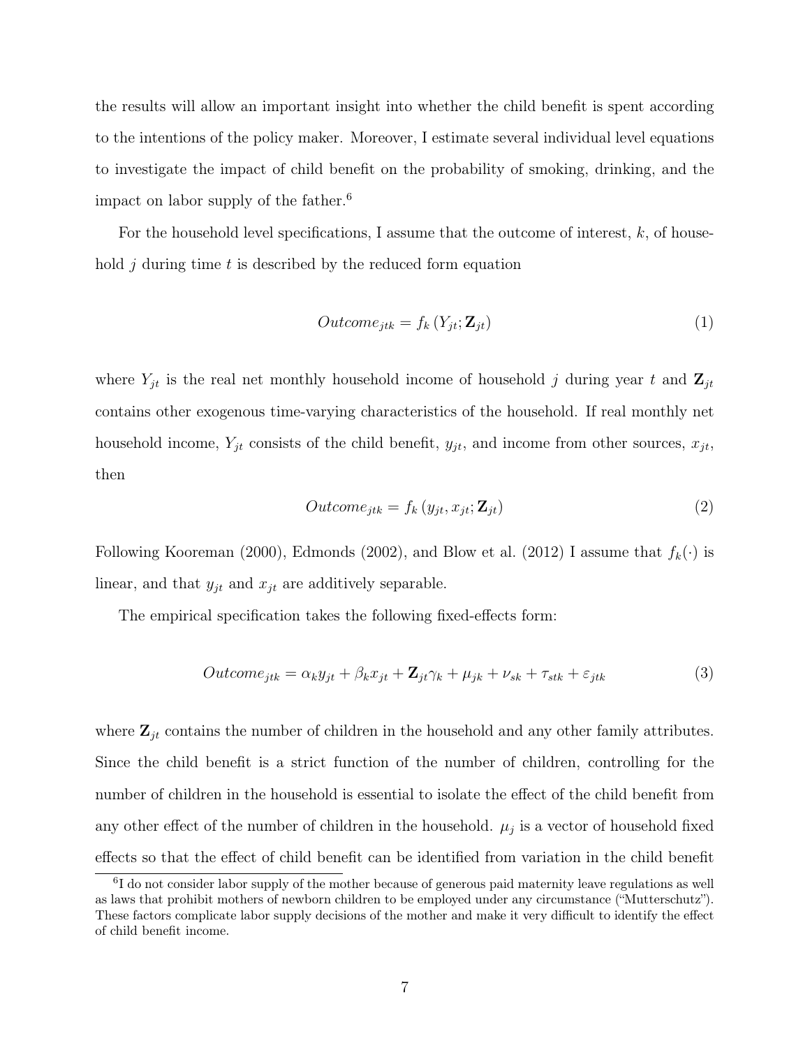the results will allow an important insight into whether the child benefit is spent according to the intentions of the policy maker. Moreover, I estimate several individual level equations to investigate the impact of child benefit on the probability of smoking, drinking, and the impact on labor supply of the father.[6]

For the household level specifications, I assume that the outcome of interest, $k$, of household $j$ during time $t$ is described by the reduced form equation

$$Outcome_{jtk} = f_k\left(Y_{jt}; \mathbf{Z}_{jt}\right) \tag{1}$$

where $Y_{jt}$ is the real net monthly household income of household $j$ during year $t$ and $\mathbf{Z}_{jt}$ contains other exogenous time-varying characteristics of the household. If real monthly net household income, $Y_{jt}$ consists of the child benefit, $y_{jt}$, and income from other sources, $x_{jt}$, then

$$Outcome_{jtk} = f_k\left(y_{jt}, x_{jt}; \mathbf{Z}_{jt}\right) \tag{2}$$

Following Kooreman (2000), Edmonds (2002), and Blow et al. (2012) I assume that $f_k(\cdot)$ is linear, and that $y_{jt}$ and $x_{jt}$ are additively separable.

The empirical specification takes the following fixed-effects form:

$$Outcome_{jtk} = \alpha_k y_{jt} + \beta_k x_{jt} + \mathbf{Z}_{jt}\gamma_k + \mu_{jk} + \nu_{sk} + \tau_{stk} + \varepsilon_{jtk} \tag{3}$$

where $\mathbf{Z}_{jt}$ contains the number of children in the household and any other family attributes. Since the child benefit is a strict function of the number of children, controlling for the number of children in the household is essential to isolate the effect of the child benefit from any other effect of the number of children in the household. $\mu_j$ is a vector of household fixed effects so that the effect of child benefit can be identified from variation in the child benefit

[6] I do not consider labor supply of the mother because of generous paid maternity leave regulations as well as laws that prohibit mothers of newborn children to be employed under any circumstance ("Mutterschutz"). These factors complicate labor supply decisions of the mother and make it very difficult to identify the effect of child benefit income.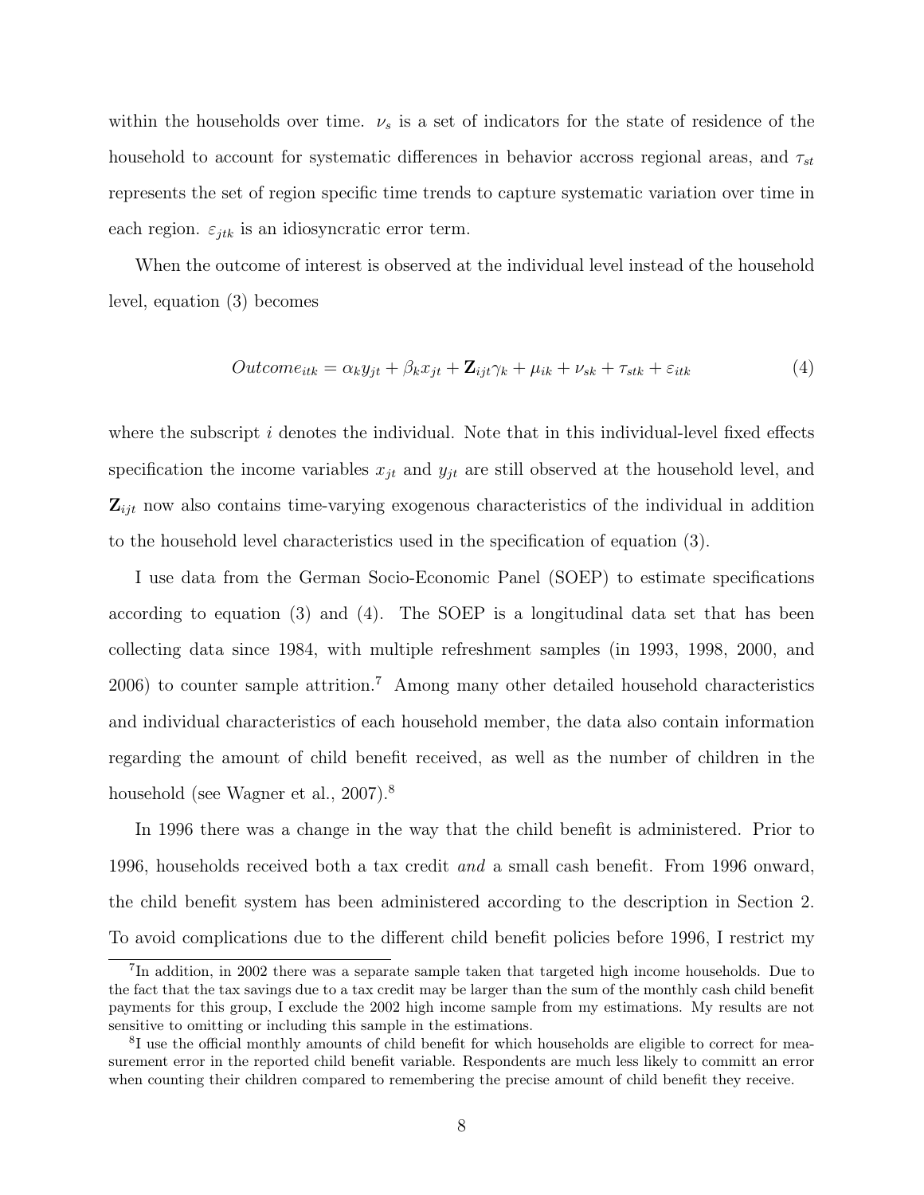within the households over time. $\nu_s$ is a set of indicators for the state of residence of the household to account for systematic differences in behavior accross regional areas, and $\tau_{st}$ represents the set of region specific time trends to capture systematic variation over time in each region. $\varepsilon_{jtk}$ is an idiosyncratic error term.

When the outcome of interest is observed at the individual level instead of the household level, equation (3) becomes

$$Outcome_{itk} = \alpha_k y_{jt} + \beta_k x_{jt} + \mathbf{Z}_{ijt}\gamma_k + \mu_{ik} + \nu_{sk} + \tau_{stk} + \varepsilon_{itk} \tag{4}$$

where the subscript $i$ denotes the individual. Note that in this individual-level fixed effects specification the income variables $x_{jt}$ and $y_{jt}$ are still observed at the household level, and $\mathbf{Z}_{ijt}$ now also contains time-varying exogenous characteristics of the individual in addition to the household level characteristics used in the specification of equation (3).

I use data from the German Socio-Economic Panel (SOEP) to estimate specifications according to equation (3) and (4). The SOEP is a longitudinal data set that has been collecting data since 1984, with multiple refreshment samples (in 1993, 1998, 2000, and 2006) to counter sample attrition.[7] Among many other detailed household characteristics and individual characteristics of each household member, the data also contain information regarding the amount of child benefit received, as well as the number of children in the household (see Wagner et al., 2007).[8]

In 1996 there was a change in the way that the child benefit is administered. Prior to 1996, households received both a tax credit *and* a small cash benefit. From 1996 onward, the child benefit system has been administered according to the description in Section 2. To avoid complications due to the different child benefit policies before 1996, I restrict my

[7] In addition, in 2002 there was a separate sample taken that targeted high income households. Due to the fact that the tax savings due to a tax credit may be larger than the sum of the monthly cash child benefit payments for this group, I exclude the 2002 high income sample from my estimations. My results are not sensitive to omitting or including this sample in the estimations.

[8] I use the official monthly amounts of child benefit for which households are eligible to correct for measurement error in the reported child benefit variable. Respondents are much less likely to committ an error when counting their children compared to remembering the precise amount of child benefit they receive.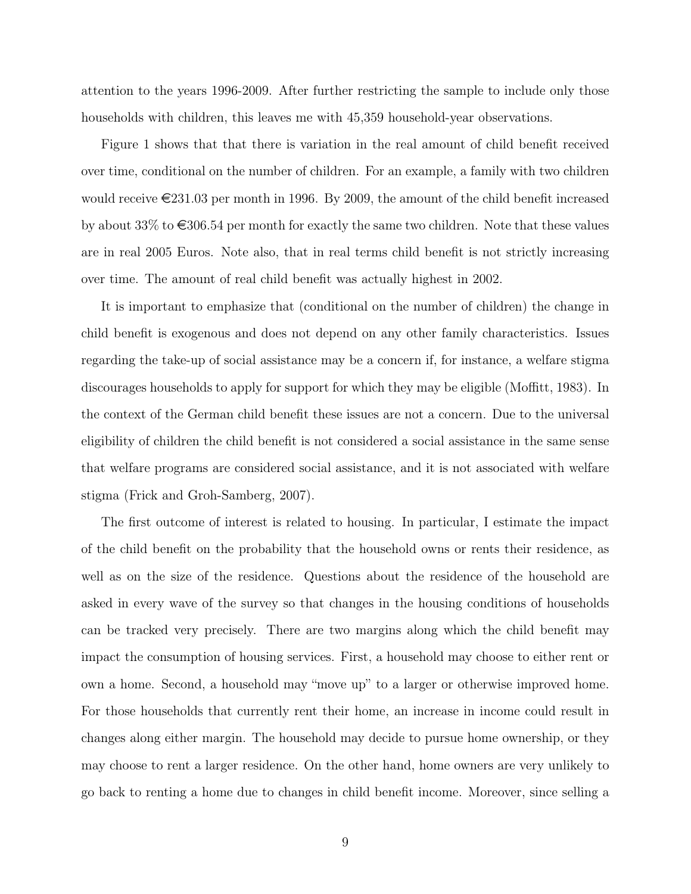attention to the years 1996-2009. After further restricting the sample to include only those households with children, this leaves me with 45,359 household-year observations.

Figure 1 shows that that there is variation in the real amount of child benefit received over time, conditional on the number of children. For an example, a family with two children would receive €231.03 per month in 1996. By 2009, the amount of the child benefit increased by about 33% to €306.54 per month for exactly the same two children. Note that these values are in real 2005 Euros. Note also, that in real terms child benefit is not strictly increasing over time. The amount of real child benefit was actually highest in 2002.

It is important to emphasize that (conditional on the number of children) the change in child benefit is exogenous and does not depend on any other family characteristics. Issues regarding the take-up of social assistance may be a concern if, for instance, a welfare stigma discourages households to apply for support for which they may be eligible (Moffitt, 1983). In the context of the German child benefit these issues are not a concern. Due to the universal eligibility of children the child benefit is not considered a social assistance in the same sense that welfare programs are considered social assistance, and it is not associated with welfare stigma (Frick and Groh-Samberg, 2007).

The first outcome of interest is related to housing. In particular, I estimate the impact of the child benefit on the probability that the household owns or rents their residence, as well as on the size of the residence. Questions about the residence of the household are asked in every wave of the survey so that changes in the housing conditions of households can be tracked very precisely. There are two margins along which the child benefit may impact the consumption of housing services. First, a household may choose to either rent or own a home. Second, a household may "move up" to a larger or otherwise improved home. For those households that currently rent their home, an increase in income could result in changes along either margin. The household may decide to pursue home ownership, or they may choose to rent a larger residence. On the other hand, home owners are very unlikely to go back to renting a home due to changes in child benefit income. Moreover, since selling a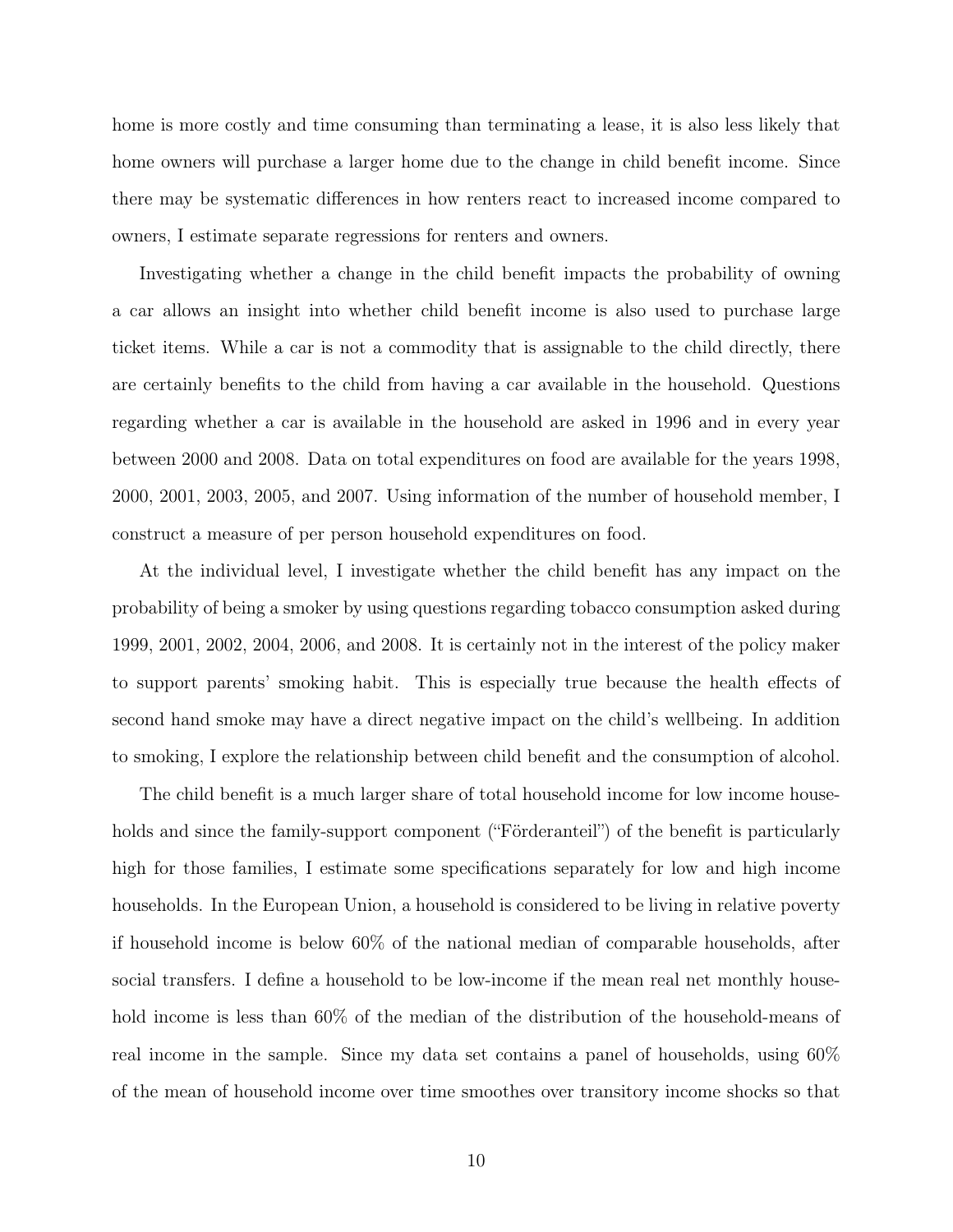home is more costly and time consuming than terminating a lease, it is also less likely that home owners will purchase a larger home due to the change in child benefit income. Since there may be systematic differences in how renters react to increased income compared to owners, I estimate separate regressions for renters and owners.

Investigating whether a change in the child benefit impacts the probability of owning a car allows an insight into whether child benefit income is also used to purchase large ticket items. While a car is not a commodity that is assignable to the child directly, there are certainly benefits to the child from having a car available in the household. Questions regarding whether a car is available in the household are asked in 1996 and in every year between 2000 and 2008. Data on total expenditures on food are available for the years 1998, 2000, 2001, 2003, 2005, and 2007. Using information of the number of household member, I construct a measure of per person household expenditures on food.

At the individual level, I investigate whether the child benefit has any impact on the probability of being a smoker by using questions regarding tobacco consumption asked during 1999, 2001, 2002, 2004, 2006, and 2008. It is certainly not in the interest of the policy maker to support parents' smoking habit. This is especially true because the health effects of second hand smoke may have a direct negative impact on the child's wellbeing. In addition to smoking, I explore the relationship between child benefit and the consumption of alcohol.

The child benefit is a much larger share of total household income for low income households and since the family-support component ("Förderanteil") of the benefit is particularly high for those families, I estimate some specifications separately for low and high income households. In the European Union, a household is considered to be living in relative poverty if household income is below 60% of the national median of comparable households, after social transfers. I define a household to be low-income if the mean real net monthly household income is less than 60% of the median of the distribution of the household-means of real income in the sample. Since my data set contains a panel of households, using 60% of the mean of household income over time smoothes over transitory income shocks so that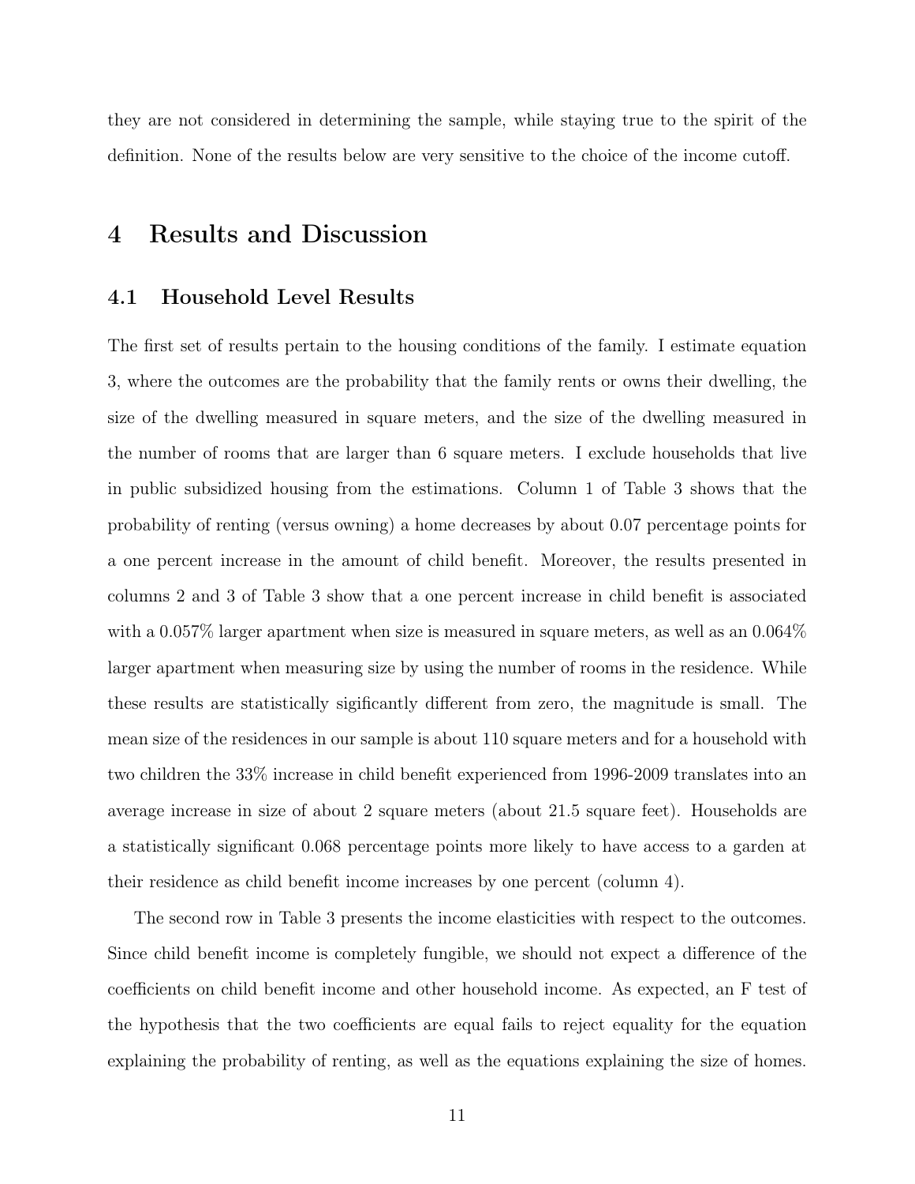they are not considered in determining the sample, while staying true to the spirit of the definition. None of the results below are very sensitive to the choice of the income cutoff.

# 4 Results and Discussion

## 4.1 Household Level Results

The first set of results pertain to the housing conditions of the family. I estimate equation 3, where the outcomes are the probability that the family rents or owns their dwelling, the size of the dwelling measured in square meters, and the size of the dwelling measured in the number of rooms that are larger than 6 square meters. I exclude households that live in public subsidized housing from the estimations. Column 1 of Table 3 shows that the probability of renting (versus owning) a home decreases by about 0.07 percentage points for a one percent increase in the amount of child benefit. Moreover, the results presented in columns 2 and 3 of Table 3 show that a one percent increase in child benefit is associated with a 0.057% larger apartment when size is measured in square meters, as well as an 0.064% larger apartment when measuring size by using the number of rooms in the residence. While these results are statistically sigificantly different from zero, the magnitude is small. The mean size of the residences in our sample is about 110 square meters and for a household with two children the 33% increase in child benefit experienced from 1996-2009 translates into an average increase in size of about 2 square meters (about 21.5 square feet). Households are a statistically significant 0.068 percentage points more likely to have access to a garden at their residence as child benefit income increases by one percent (column 4).

The second row in Table 3 presents the income elasticities with respect to the outcomes. Since child benefit income is completely fungible, we should not expect a difference of the coefficients on child benefit income and other household income. As expected, an F test of the hypothesis that the two coefficients are equal fails to reject equality for the equation explaining the probability of renting, as well as the equations explaining the size of homes.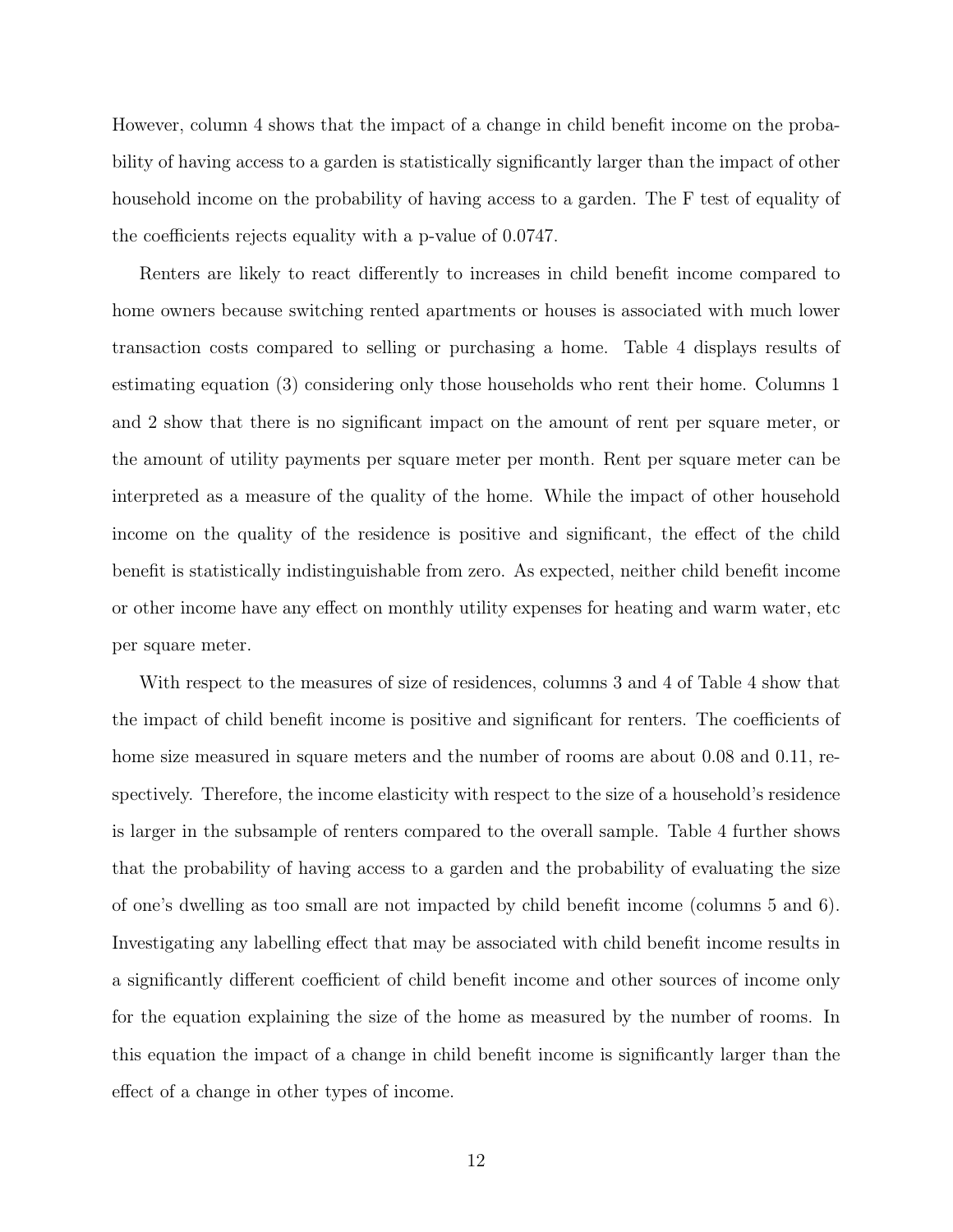However, column 4 shows that the impact of a change in child benefit income on the probability of having access to a garden is statistically significantly larger than the impact of other household income on the probability of having access to a garden. The F test of equality of the coefficients rejects equality with a p-value of 0.0747.

Renters are likely to react differently to increases in child benefit income compared to home owners because switching rented apartments or houses is associated with much lower transaction costs compared to selling or purchasing a home. Table 4 displays results of estimating equation (3) considering only those households who rent their home. Columns 1 and 2 show that there is no significant impact on the amount of rent per square meter, or the amount of utility payments per square meter per month. Rent per square meter can be interpreted as a measure of the quality of the home. While the impact of other household income on the quality of the residence is positive and significant, the effect of the child benefit is statistically indistinguishable from zero. As expected, neither child benefit income or other income have any effect on monthly utility expenses for heating and warm water, etc per square meter.

With respect to the measures of size of residences, columns 3 and 4 of Table 4 show that the impact of child benefit income is positive and significant for renters. The coefficients of home size measured in square meters and the number of rooms are about 0.08 and 0.11, respectively. Therefore, the income elasticity with respect to the size of a household's residence is larger in the subsample of renters compared to the overall sample. Table 4 further shows that the probability of having access to a garden and the probability of evaluating the size of one's dwelling as too small are not impacted by child benefit income (columns 5 and 6). Investigating any labelling effect that may be associated with child benefit income results in a significantly different coefficient of child benefit income and other sources of income only for the equation explaining the size of the home as measured by the number of rooms. In this equation the impact of a change in child benefit income is significantly larger than the effect of a change in other types of income.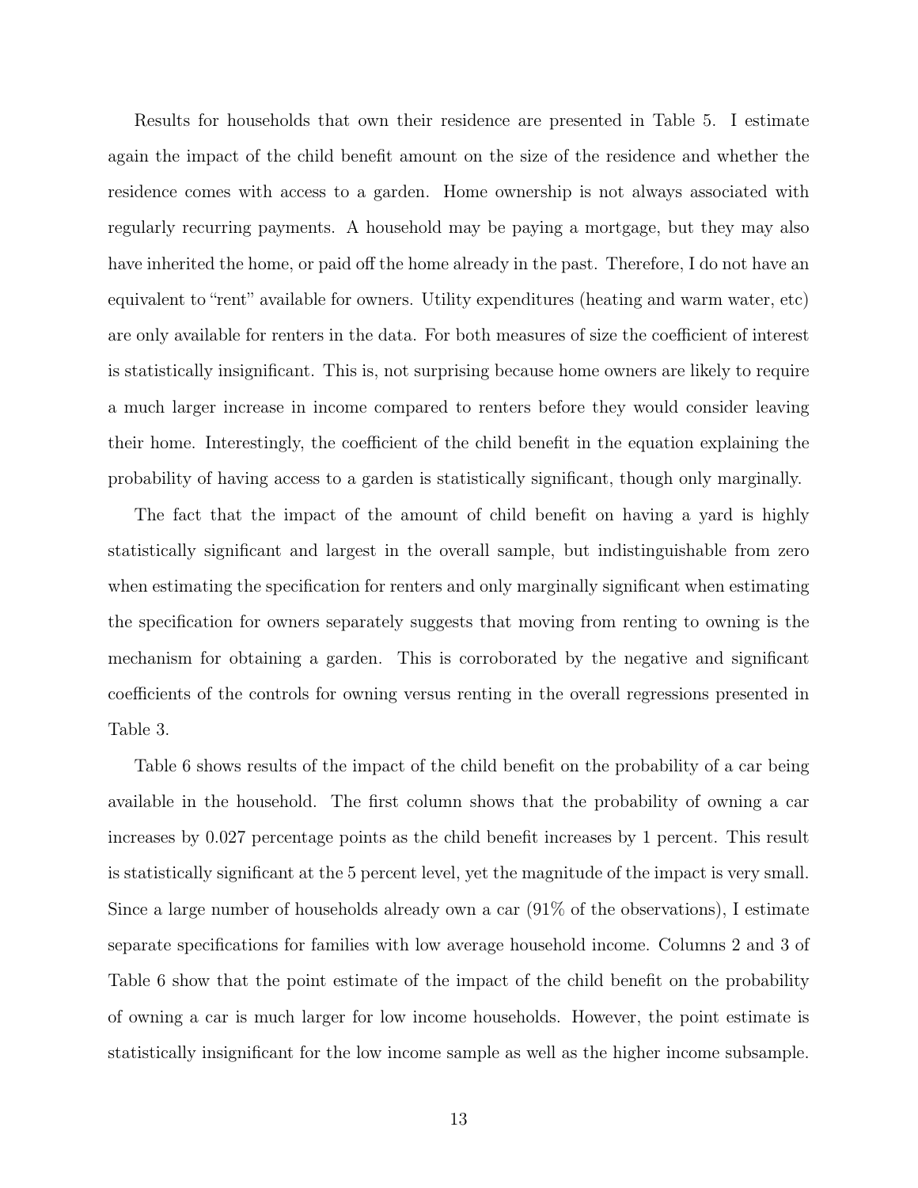Results for households that own their residence are presented in Table 5. I estimate again the impact of the child benefit amount on the size of the residence and whether the residence comes with access to a garden. Home ownership is not always associated with regularly recurring payments. A household may be paying a mortgage, but they may also have inherited the home, or paid off the home already in the past. Therefore, I do not have an equivalent to "rent" available for owners. Utility expenditures (heating and warm water, etc) are only available for renters in the data. For both measures of size the coefficient of interest is statistically insignificant. This is, not surprising because home owners are likely to require a much larger increase in income compared to renters before they would consider leaving their home. Interestingly, the coefficient of the child benefit in the equation explaining the probability of having access to a garden is statistically significant, though only marginally.

The fact that the impact of the amount of child benefit on having a yard is highly statistically significant and largest in the overall sample, but indistinguishable from zero when estimating the specification for renters and only marginally significant when estimating the specification for owners separately suggests that moving from renting to owning is the mechanism for obtaining a garden. This is corroborated by the negative and significant coefficients of the controls for owning versus renting in the overall regressions presented in Table 3.

Table 6 shows results of the impact of the child benefit on the probability of a car being available in the household. The first column shows that the probability of owning a car increases by 0.027 percentage points as the child benefit increases by 1 percent. This result is statistically significant at the 5 percent level, yet the magnitude of the impact is very small. Since a large number of households already own a car (91% of the observations), I estimate separate specifications for families with low average household income. Columns 2 and 3 of Table 6 show that the point estimate of the impact of the child benefit on the probability of owning a car is much larger for low income households. However, the point estimate is statistically insignificant for the low income sample as well as the higher income subsample.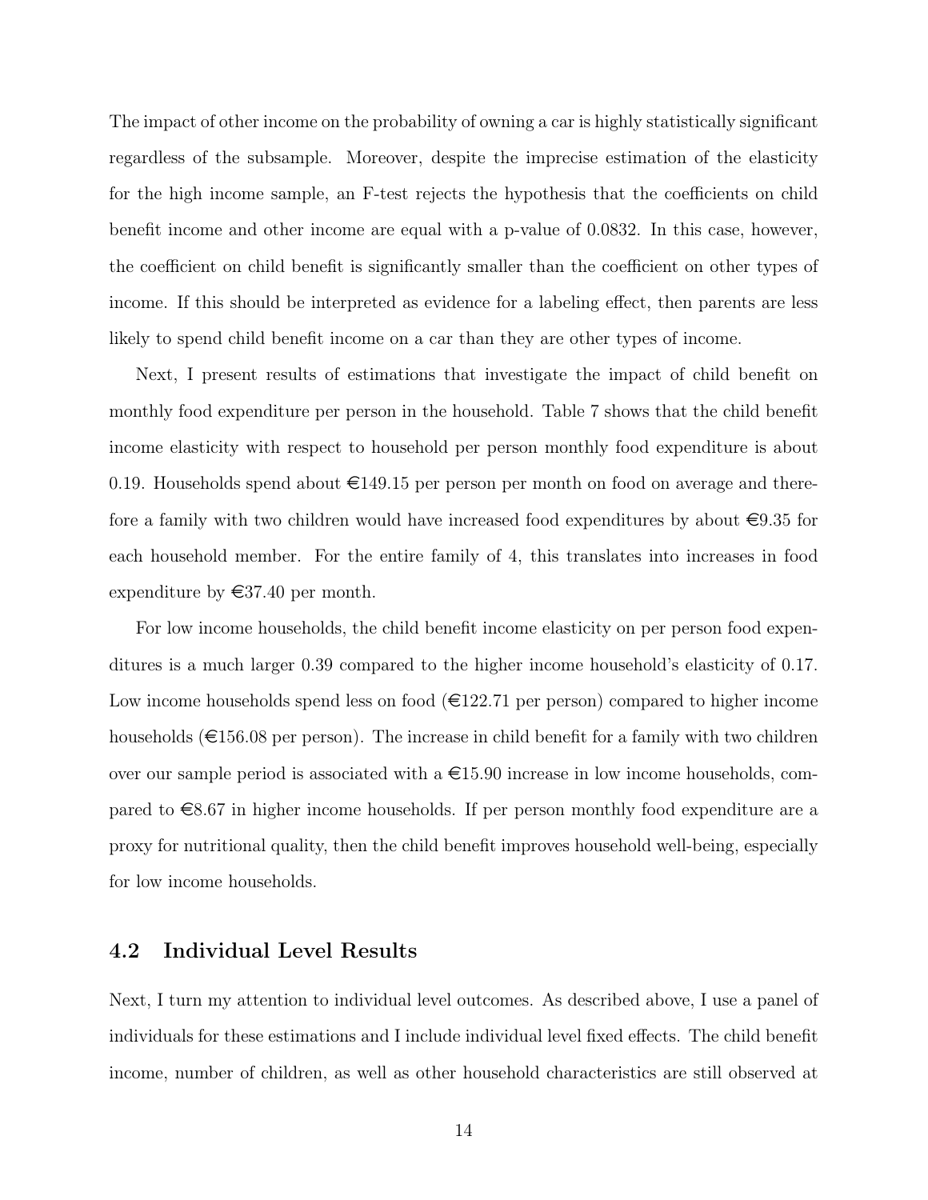The impact of other income on the probability of owning a car is highly statistically significant regardless of the subsample. Moreover, despite the imprecise estimation of the elasticity for the high income sample, an F-test rejects the hypothesis that the coefficients on child benefit income and other income are equal with a p-value of 0.0832. In this case, however, the coefficient on child benefit is significantly smaller than the coefficient on other types of income. If this should be interpreted as evidence for a labeling effect, then parents are less likely to spend child benefit income on a car than they are other types of income.

Next, I present results of estimations that investigate the impact of child benefit on monthly food expenditure per person in the household. Table 7 shows that the child benefit income elasticity with respect to household per person monthly food expenditure is about 0.19. Households spend about €149.15 per person per month on food on average and therefore a family with two children would have increased food expenditures by about €9.35 for each household member. For the entire family of 4, this translates into increases in food expenditure by €37.40 per month.

For low income households, the child benefit income elasticity on per person food expenditures is a much larger 0.39 compared to the higher income household's elasticity of 0.17. Low income households spend less on food (€122.71 per person) compared to higher income households (€156.08 per person). The increase in child benefit for a family with two children over our sample period is associated with a €15.90 increase in low income households, compared to €8.67 in higher income households. If per person monthly food expenditure are a proxy for nutritional quality, then the child benefit improves household well-being, especially for low income households.

## 4.2 Individual Level Results

Next, I turn my attention to individual level outcomes. As described above, I use a panel of individuals for these estimations and I include individual level fixed effects. The child benefit income, number of children, as well as other household characteristics are still observed at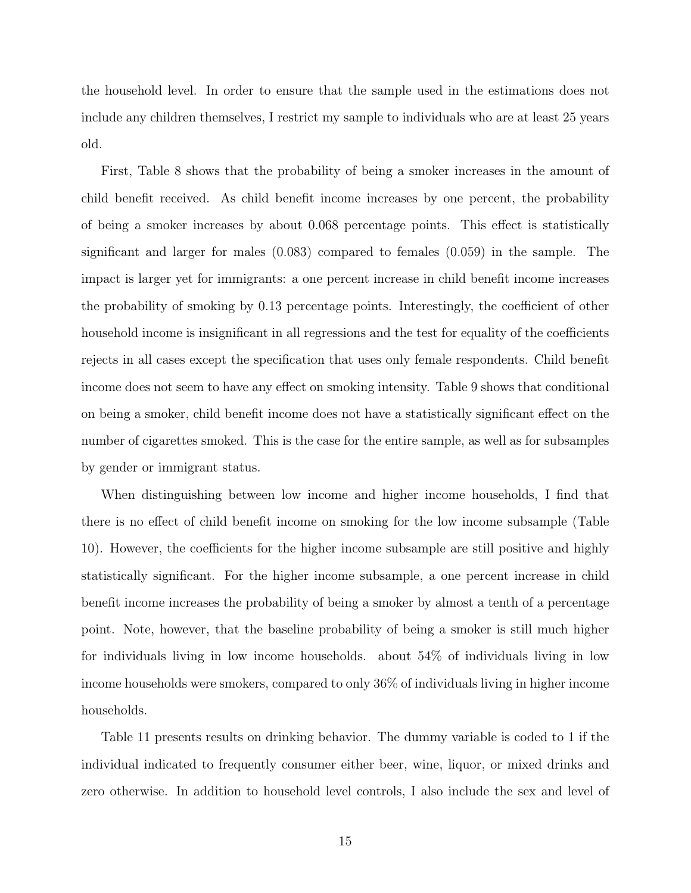the household level. In order to ensure that the sample used in the estimations does not include any children themselves, I restrict my sample to individuals who are at least 25 years old.

First, Table 8 shows that the probability of being a smoker increases in the amount of child benefit received. As child benefit income increases by one percent, the probability of being a smoker increases by about 0.068 percentage points. This effect is statistically significant and larger for males (0.083) compared to females (0.059) in the sample. The impact is larger yet for immigrants: a one percent increase in child benefit income increases the probability of smoking by 0.13 percentage points. Interestingly, the coefficient of other household income is insignificant in all regressions and the test for equality of the coefficients rejects in all cases except the specification that uses only female respondents. Child benefit income does not seem to have any effect on smoking intensity. Table 9 shows that conditional on being a smoker, child benefit income does not have a statistically significant effect on the number of cigarettes smoked. This is the case for the entire sample, as well as for subsamples by gender or immigrant status.

When distinguishing between low income and higher income households, I find that there is no effect of child benefit income on smoking for the low income subsample (Table 10). However, the coefficients for the higher income subsample are still positive and highly statistically significant. For the higher income subsample, a one percent increase in child benefit income increases the probability of being a smoker by almost a tenth of a percentage point. Note, however, that the baseline probability of being a smoker is still much higher for individuals living in low income households. about 54% of individuals living in low income households were smokers, compared to only 36% of individuals living in higher income households.

Table 11 presents results on drinking behavior. The dummy variable is coded to 1 if the individual indicated to frequently consumer either beer, wine, liquor, or mixed drinks and zero otherwise. In addition to household level controls, I also include the sex and level of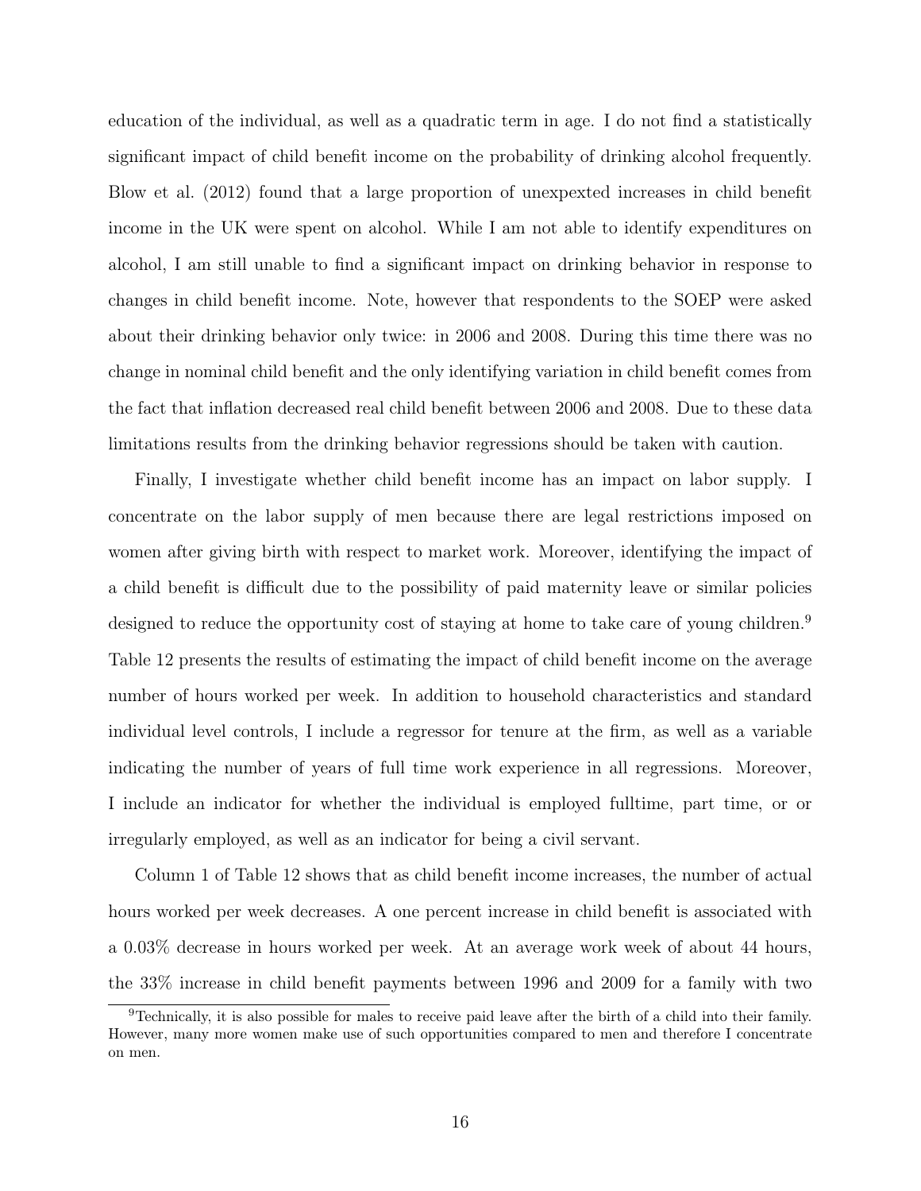education of the individual, as well as a quadratic term in age. I do not find a statistically significant impact of child benefit income on the probability of drinking alcohol frequently. Blow et al. (2012) found that a large proportion of unexpexted increases in child benefit income in the UK were spent on alcohol. While I am not able to identify expenditures on alcohol, I am still unable to find a significant impact on drinking behavior in response to changes in child benefit income. Note, however that respondents to the SOEP were asked about their drinking behavior only twice: in 2006 and 2008. During this time there was no change in nominal child benefit and the only identifying variation in child benefit comes from the fact that inflation decreased real child benefit between 2006 and 2008. Due to these data limitations results from the drinking behavior regressions should be taken with caution.

Finally, I investigate whether child benefit income has an impact on labor supply. I concentrate on the labor supply of men because there are legal restrictions imposed on women after giving birth with respect to market work. Moreover, identifying the impact of a child benefit is difficult due to the possibility of paid maternity leave or similar policies designed to reduce the opportunity cost of staying at home to take care of young children.[9] Table 12 presents the results of estimating the impact of child benefit income on the average number of hours worked per week. In addition to household characteristics and standard individual level controls, I include a regressor for tenure at the firm, as well as a variable indicating the number of years of full time work experience in all regressions. Moreover, I include an indicator for whether the individual is employed fulltime, part time, or or irregularly employed, as well as an indicator for being a civil servant.

Column 1 of Table 12 shows that as child benefit income increases, the number of actual hours worked per week decreases. A one percent increase in child benefit is associated with a 0.03% decrease in hours worked per week. At an average work week of about 44 hours, the 33% increase in child benefit payments between 1996 and 2009 for a family with two

[9] Technically, it is also possible for males to receive paid leave after the birth of a child into their family. However, many more women make use of such opportunities compared to men and therefore I concentrate on men.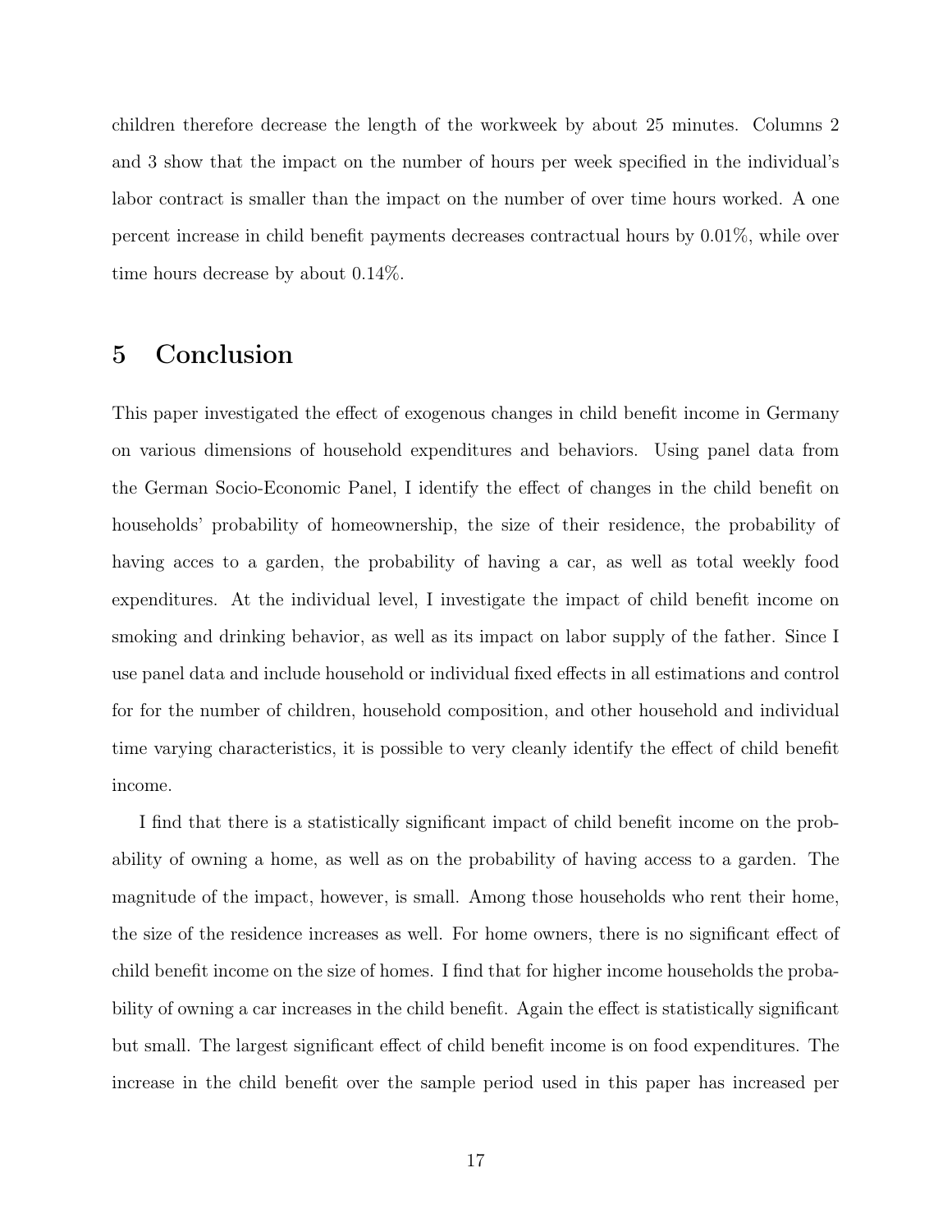children therefore decrease the length of the workweek by about 25 minutes. Columns 2 and 3 show that the impact on the number of hours per week specified in the individual's labor contract is smaller than the impact on the number of over time hours worked. A one percent increase in child benefit payments decreases contractual hours by 0.01%, while over time hours decrease by about 0.14%.

## 5 Conclusion

This paper investigated the effect of exogenous changes in child benefit income in Germany on various dimensions of household expenditures and behaviors. Using panel data from the German Socio-Economic Panel, I identify the effect of changes in the child benefit on households' probability of homeownership, the size of their residence, the probability of having acces to a garden, the probability of having a car, as well as total weekly food expenditures. At the individual level, I investigate the impact of child benefit income on smoking and drinking behavior, as well as its impact on labor supply of the father. Since I use panel data and include household or individual fixed effects in all estimations and control for for the number of children, household composition, and other household and individual time varying characteristics, it is possible to very cleanly identify the effect of child benefit income.

I find that there is a statistically significant impact of child benefit income on the probability of owning a home, as well as on the probability of having access to a garden. The magnitude of the impact, however, is small. Among those households who rent their home, the size of the residence increases as well. For home owners, there is no significant effect of child benefit income on the size of homes. I find that for higher income households the probability of owning a car increases in the child benefit. Again the effect is statistically significant but small. The largest significant effect of child benefit income is on food expenditures. The increase in the child benefit over the sample period used in this paper has increased per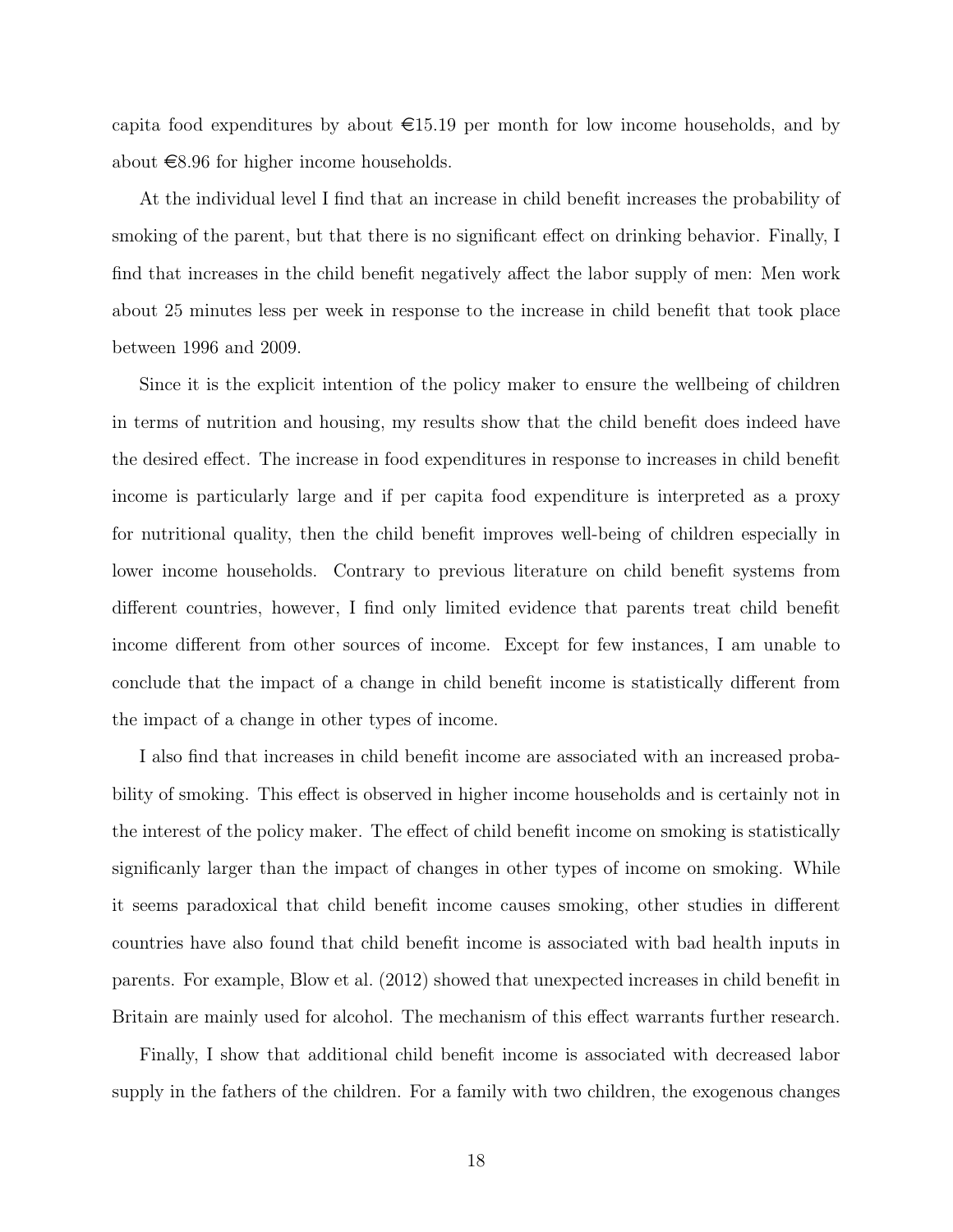capita food expenditures by about €15.19 per month for low income households, and by about €8.96 for higher income households.

At the individual level I find that an increase in child benefit increases the probability of smoking of the parent, but that there is no significant effect on drinking behavior. Finally, I find that increases in the child benefit negatively affect the labor supply of men: Men work about 25 minutes less per week in response to the increase in child benefit that took place between 1996 and 2009.

Since it is the explicit intention of the policy maker to ensure the wellbeing of children in terms of nutrition and housing, my results show that the child benefit does indeed have the desired effect. The increase in food expenditures in response to increases in child benefit income is particularly large and if per capita food expenditure is interpreted as a proxy for nutritional quality, then the child benefit improves well-being of children especially in lower income households. Contrary to previous literature on child benefit systems from different countries, however, I find only limited evidence that parents treat child benefit income different from other sources of income. Except for few instances, I am unable to conclude that the impact of a change in child benefit income is statistically different from the impact of a change in other types of income.

I also find that increases in child benefit income are associated with an increased probability of smoking. This effect is observed in higher income households and is certainly not in the interest of the policy maker. The effect of child benefit income on smoking is statistically significanly larger than the impact of changes in other types of income on smoking. While it seems paradoxical that child benefit income causes smoking, other studies in different countries have also found that child benefit income is associated with bad health inputs in parents. For example, Blow et al. (2012) showed that unexpected increases in child benefit in Britain are mainly used for alcohol. The mechanism of this effect warrants further research.

Finally, I show that additional child benefit income is associated with decreased labor supply in the fathers of the children. For a family with two children, the exogenous changes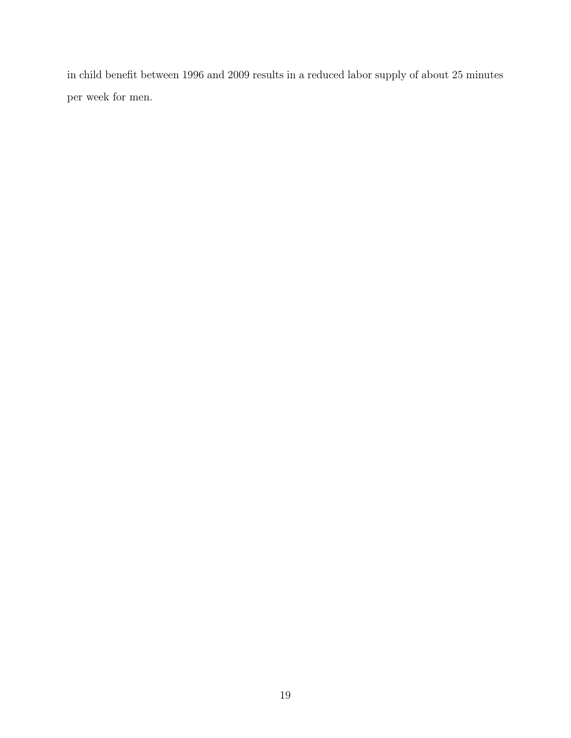in child benefit between 1996 and 2009 results in a reduced labor supply of about 25 minutes per week for men.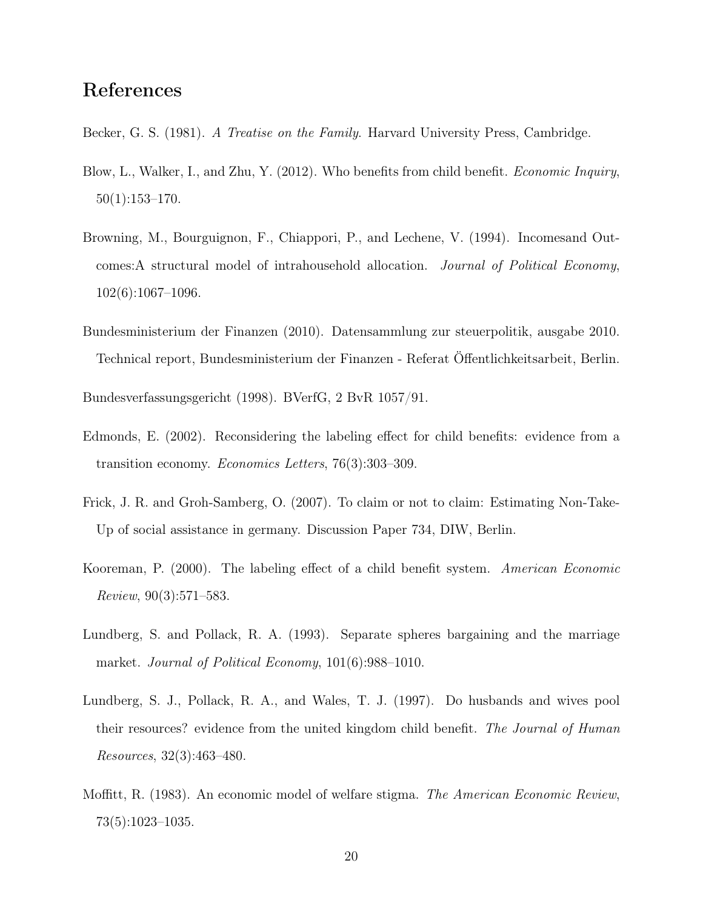## References

Becker, G. S. (1981). *A Treatise on the Family*. Harvard University Press, Cambridge.

Blow, L., Walker, I., and Zhu, Y. (2012). Who benefits from child benefit. *Economic Inquiry*, 50(1):153–170.

Browning, M., Bourguignon, F., Chiappori, P., and Lechene, V. (1994). Incomesand Outcomes:A structural model of intrahousehold allocation. *Journal of Political Economy*, 102(6):1067–1096.

Bundesministerium der Finanzen (2010). Datensammlung zur steuerpolitik, ausgabe 2010. Technical report, Bundesministerium der Finanzen - Referat Öffentlichkeitsarbeit, Berlin.

Bundesverfassungsgericht (1998). BVerfG, 2 BvR 1057/91.

Edmonds, E. (2002). Reconsidering the labeling effect for child benefits: evidence from a transition economy. *Economics Letters*, 76(3):303–309.

Frick, J. R. and Groh-Samberg, O. (2007). To claim or not to claim: Estimating Non-Take-Up of social assistance in germany. Discussion Paper 734, DIW, Berlin.

Kooreman, P. (2000). The labeling effect of a child benefit system. *American Economic Review*, 90(3):571–583.

Lundberg, S. and Pollack, R. A. (1993). Separate spheres bargaining and the marriage market. *Journal of Political Economy*, 101(6):988–1010.

Lundberg, S. J., Pollack, R. A., and Wales, T. J. (1997). Do husbands and wives pool their resources? evidence from the united kingdom child benefit. *The Journal of Human Resources*, 32(3):463–480.

Moffitt, R. (1983). An economic model of welfare stigma. *The American Economic Review*, 73(5):1023–1035.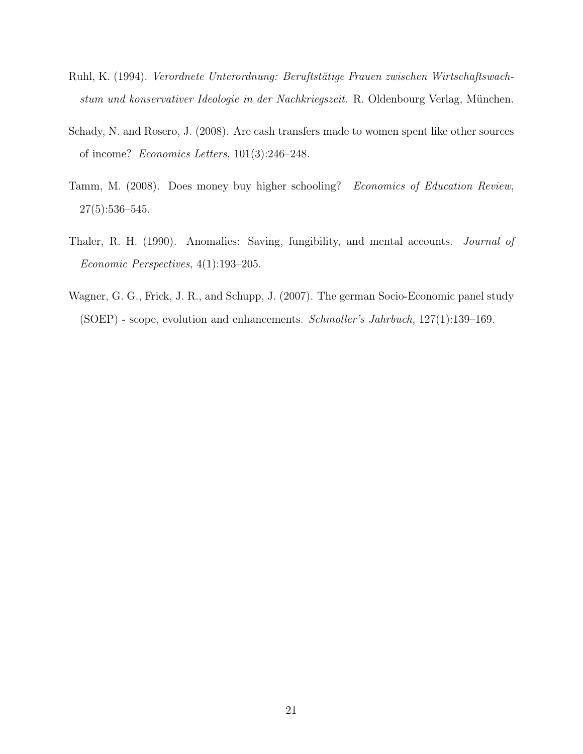Ruhl, K. (1994). *Verordnete Unterordnung: Berufstätige Frauen zwischen Wirtschaftswachstum und konservativer Ideologie in der Nachkriegszeit.* R. Oldenbourg Verlag, München.

Schady, N. and Rosero, J. (2008). Are cash transfers made to women spent like other sources of income? *Economics Letters*, 101(3):246–248.

Tamm, M. (2008). Does money buy higher schooling? *Economics of Education Review*, 27(5):536–545.

Thaler, R. H. (1990). Anomalies: Saving, fungibility, and mental accounts. *Journal of Economic Perspectives*, 4(1):193–205.

Wagner, G. G., Frick, J. R., and Schupp, J. (2007). The german Socio-Economic panel study (SOEP) - scope, evolution and enhancements. *Schmoller's Jahrbuch*, 127(1):139–169.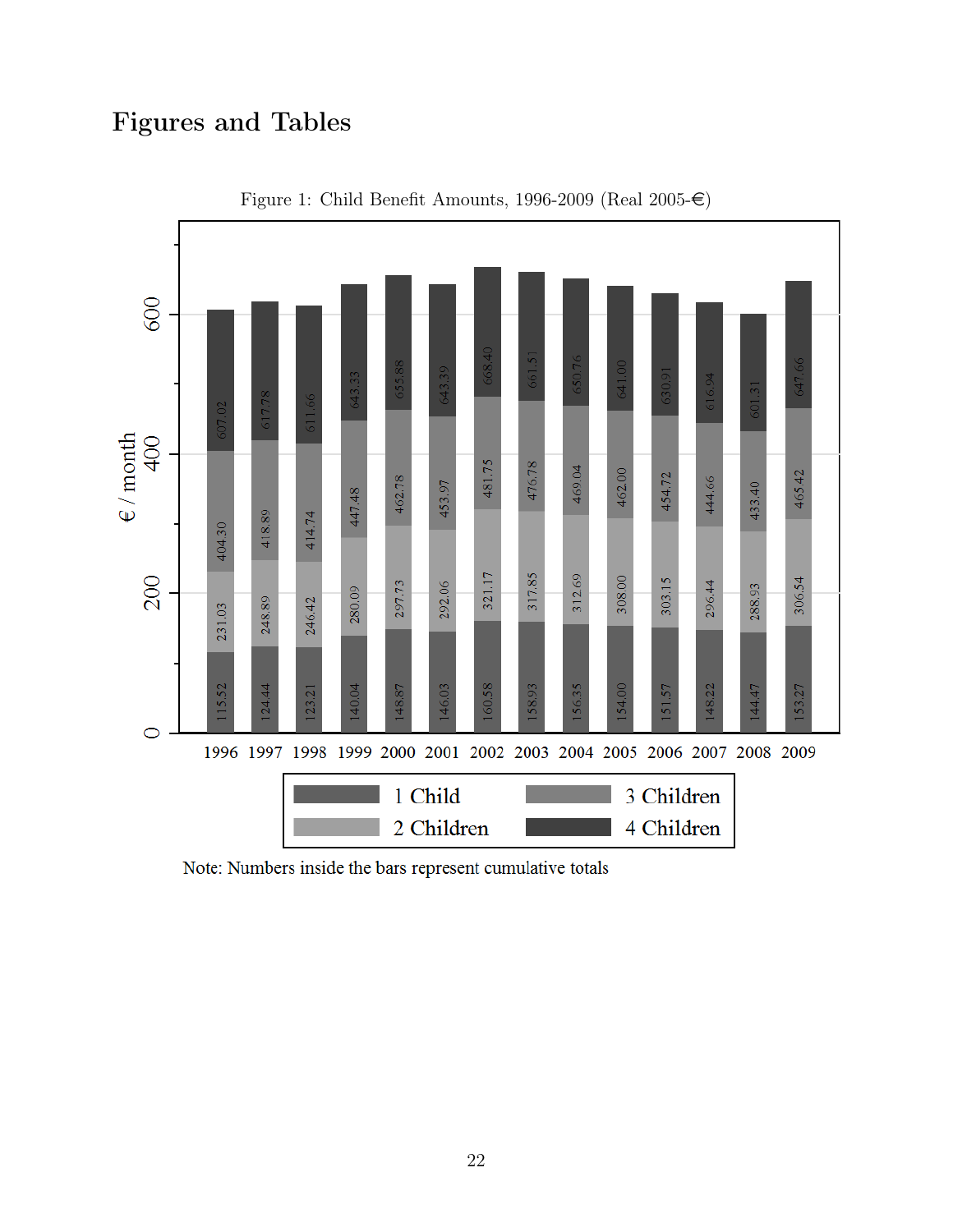# Figures and Tables

Figure 1: Child Benefit Amounts, 1996-2009 (Real 2005-€)

| Year | 1 Child | 2 Children | 3 Children | 4 Children |
|---|---|---|---|---|
| 1996 | 115.52 | 231.03 | 404.30 | 607.02 |
| 1997 | 124.44 | 248.89 | 418.89 | 617.78 |
| 1998 | 123.21 | 246.42 | 414.74 | 611.66 |
| 1999 | 140.04 | 280.09 | 447.48 | 643.33 |
| 2000 | 148.87 | 297.73 | 462.78 | 655.88 |
| 2001 | 146.03 | 292.06 | 453.97 | 643.39 |
| 2002 | 160.58 | 321.17 | 481.75 | 668.40 |
| 2003 | 158.93 | 317.85 | 476.78 | 661.51 |
| 2004 | 156.35 | 312.69 | 469.04 | 650.76 |
| 2005 | 154.00 | 308.00 | 462.00 | 641.00 |
| 2006 | 151.57 | 303.15 | 454.72 | 630.91 |
| 2007 | 148.22 | 296.44 | 444.66 | 616.94 |
| 2008 | 144.47 | 288.93 | 433.40 | 601.31 |
| 2009 | 153.27 | 306.54 | 465.42 | 647.66 |

Note: Numbers inside the bars represent cumulative totals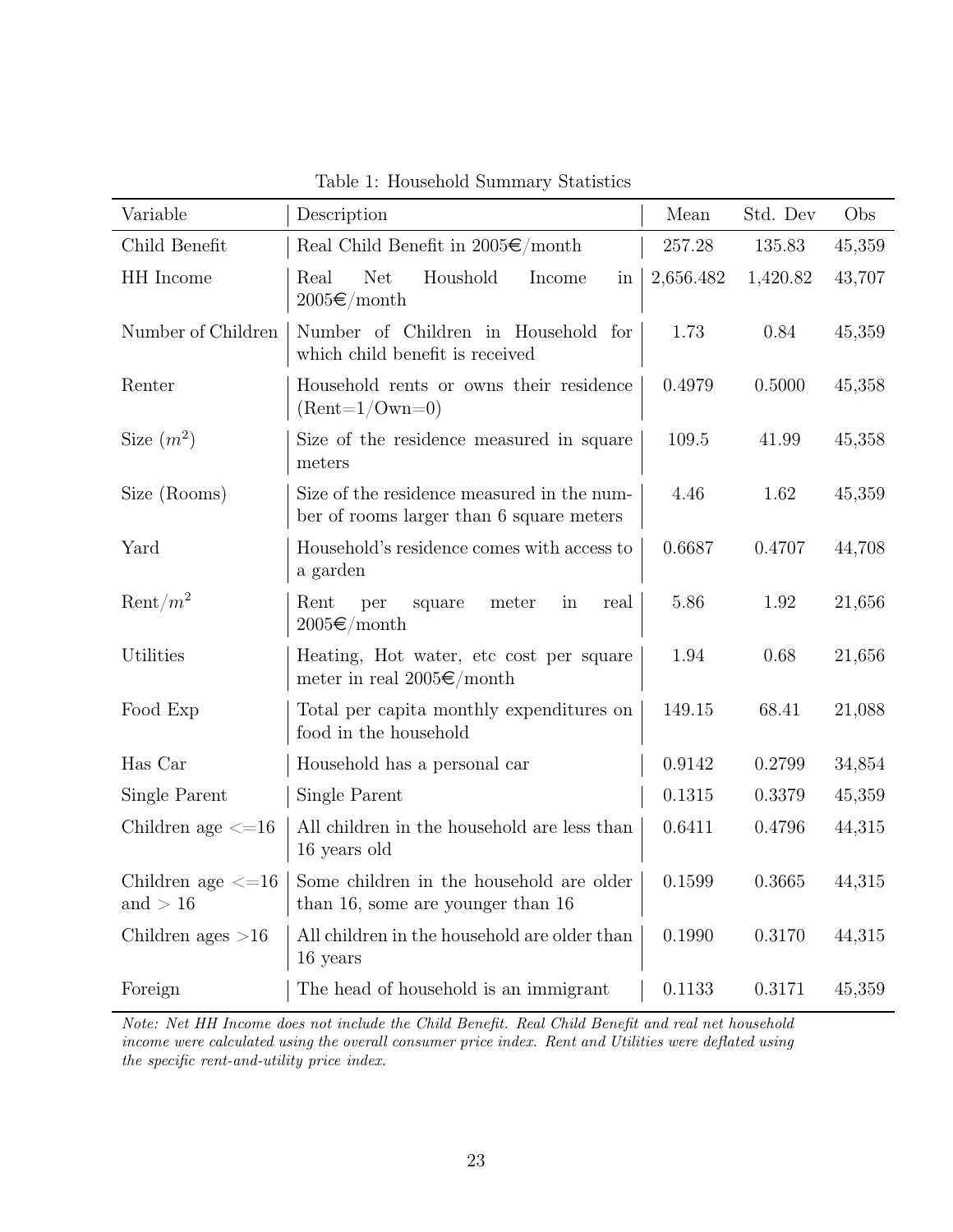Table 1: Household Summary Statistics

| Variable | Description | Mean | Std. Dev | Obs |
|---|---|---|---|---|
| Child Benefit | Real Child Benefit in 2005€/month | 257.28 | 135.83 | 45,359 |
| HH Income | Real Net Houshold Income in 2005€/month | 2,656.482 | 1,420.82 | 43,707 |
| Number of Children | Number of Children in Household for which child benefit is received | 1.73 | 0.84 | 45,359 |
| Renter | Household rents or owns their residence (Rent=1/Own=0) | 0.4979 | 0.5000 | 45,358 |
| Size ($m^2$) | Size of the residence measured in square meters | 109.5 | 41.99 | 45,358 |
| Size (Rooms) | Size of the residence measured in the number of rooms larger than 6 square meters | 4.46 | 1.62 | 45,359 |
| Yard | Household's residence comes with access to a garden | 0.6687 | 0.4707 | 44,708 |
| Rent/$m^2$ | Rent per square meter in real 2005€/month | 5.86 | 1.92 | 21,656 |
| Utilities | Heating, Hot water, etc cost per square meter in real 2005€/month | 1.94 | 0.68 | 21,656 |
| Food Exp | Total per capita monthly expenditures on food in the household | 149.15 | 68.41 | 21,088 |
| Has Car | Household has a personal car | 0.9142 | 0.2799 | 34,854 |
| Single Parent | Single Parent | 0.1315 | 0.3379 | 45,359 |
| Children age <=16 | All children in the household are less than 16 years old | 0.6411 | 0.4796 | 44,315 |
| Children age <=16 and > 16 | Some children in the household are older than 16, some are younger than 16 | 0.1599 | 0.3665 | 44,315 |
| Children ages >16 | All children in the household are older than 16 years | 0.1990 | 0.3170 | 44,315 |
| Foreign | The head of household is an immigrant | 0.1133 | 0.3171 | 45,359 |

*Note: Net HH Income does not include the Child Benefit. Real Child Benefit and real net household income were calculated using the overall consumer price index. Rent and Utilities were deflated using the specific rent-and-utility price index.*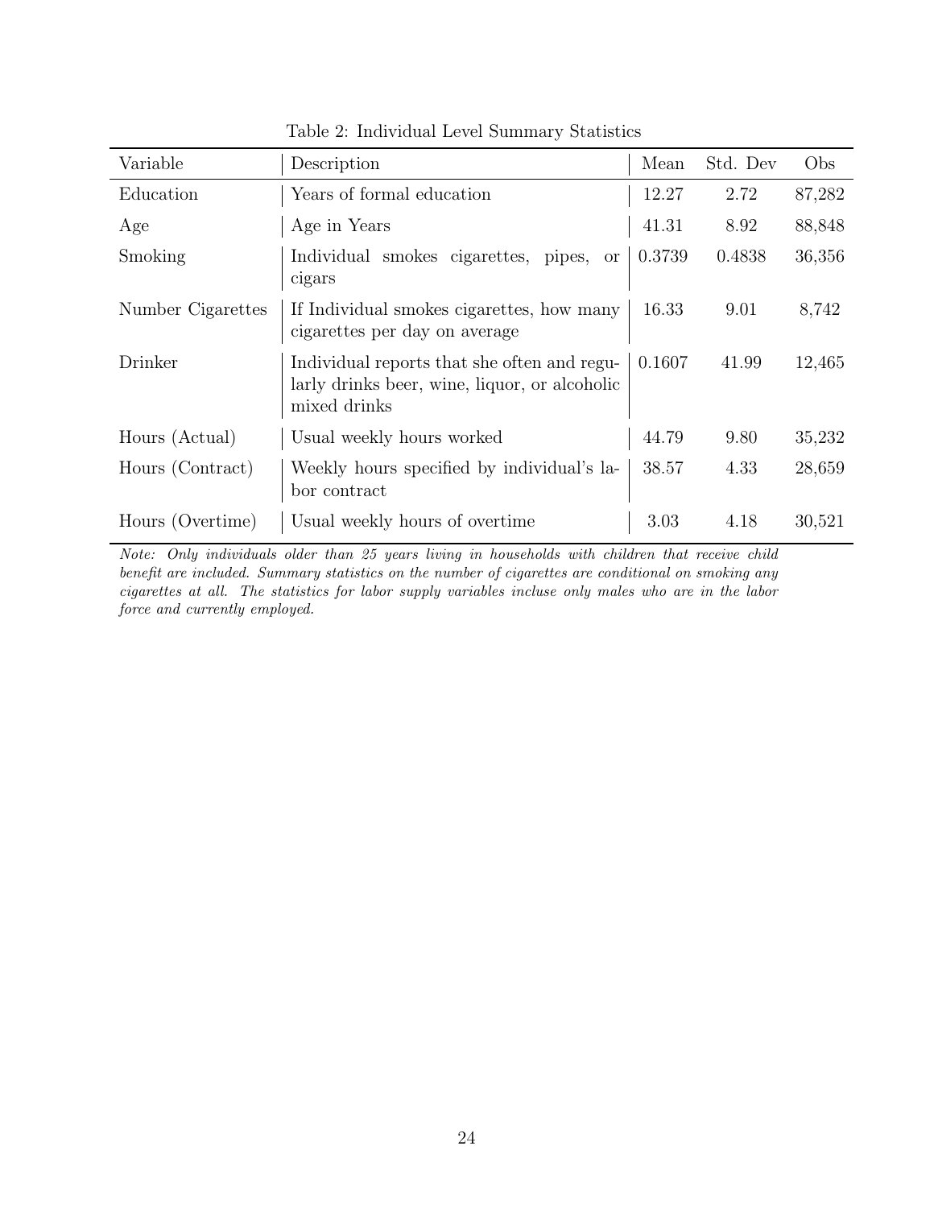Table 2: Individual Level Summary Statistics

| Variable | Description | Mean | Std. Dev | Obs |
|---|---|---|---|---|
| Education | Years of formal education | 12.27 | 2.72 | 87,282 |
| Age | Age in Years | 41.31 | 8.92 | 88,848 |
| Smoking | Individual smokes cigarettes, pipes, or cigars | 0.3739 | 0.4838 | 36,356 |
| Number Cigarettes | If Individual smokes cigarettes, how many cigarettes per day on average | 16.33 | 9.01 | 8,742 |
| Drinker | Individual reports that she often and regularly drinks beer, wine, liquor, or alcoholic mixed drinks | 0.1607 | 41.99 | 12,465 |
| Hours (Actual) | Usual weekly hours worked | 44.79 | 9.80 | 35,232 |
| Hours (Contract) | Weekly hours specified by individual's labor contract | 38.57 | 4.33 | 28,659 |
| Hours (Overtime) | Usual weekly hours of overtime | 3.03 | 4.18 | 30,521 |

*Note: Only individuals older than 25 years living in households with children that receive child benefit are included. Summary statistics on the number of cigarettes are conditional on smoking any cigarettes at all. The statistics for labor supply variables incluse only males who are in the labor force and currently employed.*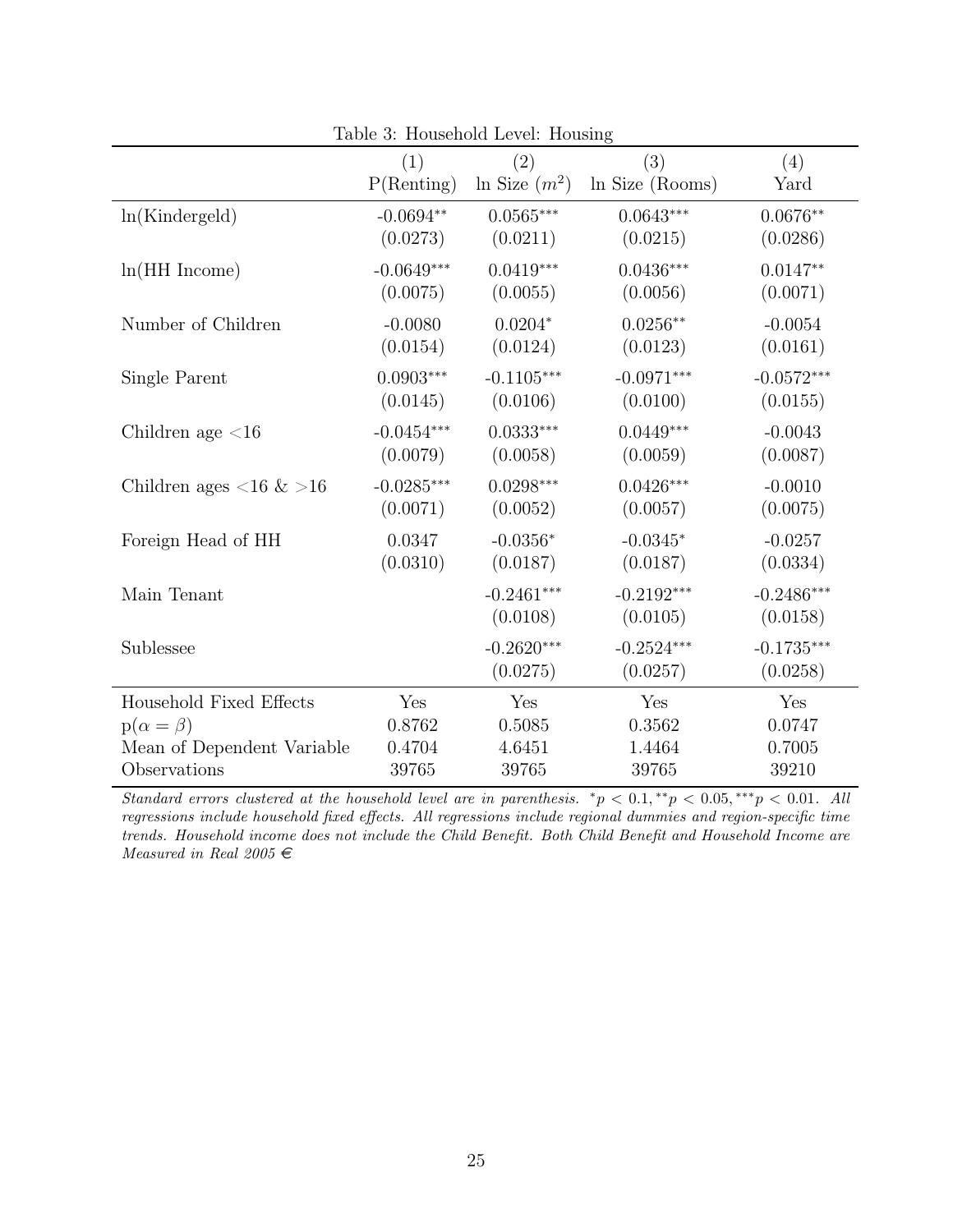Table 3: Household Level: Housing

| | (1) P(Renting) | (2) ln Size ($m^2$) | (3) ln Size (Rooms) | (4) Yard |
|---|---|---|---|---|
| ln(Kindergeld) | -0.0694** | 0.0565*** | 0.0643*** | 0.0676** |
| | (0.0273) | (0.0211) | (0.0215) | (0.0286) |
| ln(HH Income) | -0.0649*** | 0.0419*** | 0.0436*** | 0.0147** |
| | (0.0075) | (0.0055) | (0.0056) | (0.0071) |
| Number of Children | -0.0080 | 0.0204* | 0.0256** | -0.0054 |
| | (0.0154) | (0.0124) | (0.0123) | (0.0161) |
| Single Parent | 0.0903*** | -0.1105*** | -0.0971*** | -0.0572*** |
| | (0.0145) | (0.0106) | (0.0100) | (0.0155) |
| Children age <16 | -0.0454*** | 0.0333*** | 0.0449*** | -0.0043 |
| | (0.0079) | (0.0058) | (0.0059) | (0.0087) |
| Children ages <16 & >16 | -0.0285*** | 0.0298*** | 0.0426*** | -0.0010 |
| | (0.0071) | (0.0052) | (0.0057) | (0.0075) |
| Foreign Head of HH | 0.0347 | -0.0356* | -0.0345* | -0.0257 |
| | (0.0310) | (0.0187) | (0.0187) | (0.0334) |
| Main Tenant | | -0.2461*** | -0.2192*** | -0.2486*** |
| | | (0.0108) | (0.0105) | (0.0158) |
| Sublessee | | -0.2620*** | -0.2524*** | -0.1735*** |
| | | (0.0275) | (0.0257) | (0.0258) |
| Household Fixed Effects | Yes | Yes | Yes | Yes |
| p($\alpha = \beta$) | 0.8762 | 0.5085 | 0.3562 | 0.0747 |
| Mean of Dependent Variable | 0.4704 | 4.6451 | 1.4464 | 0.7005 |
| Observations | 39765 | 39765 | 39765 | 39210 |

*Standard errors clustered at the household level are in parenthesis.* $^{*}p < 0.1, ^{**}p < 0.05, ^{***}p < 0.01$. *All regressions include household fixed effects. All regressions include regional dummies and region-specific time trends. Household income does not include the Child Benefit. Both Child Benefit and Household Income are Measured in Real 2005 €*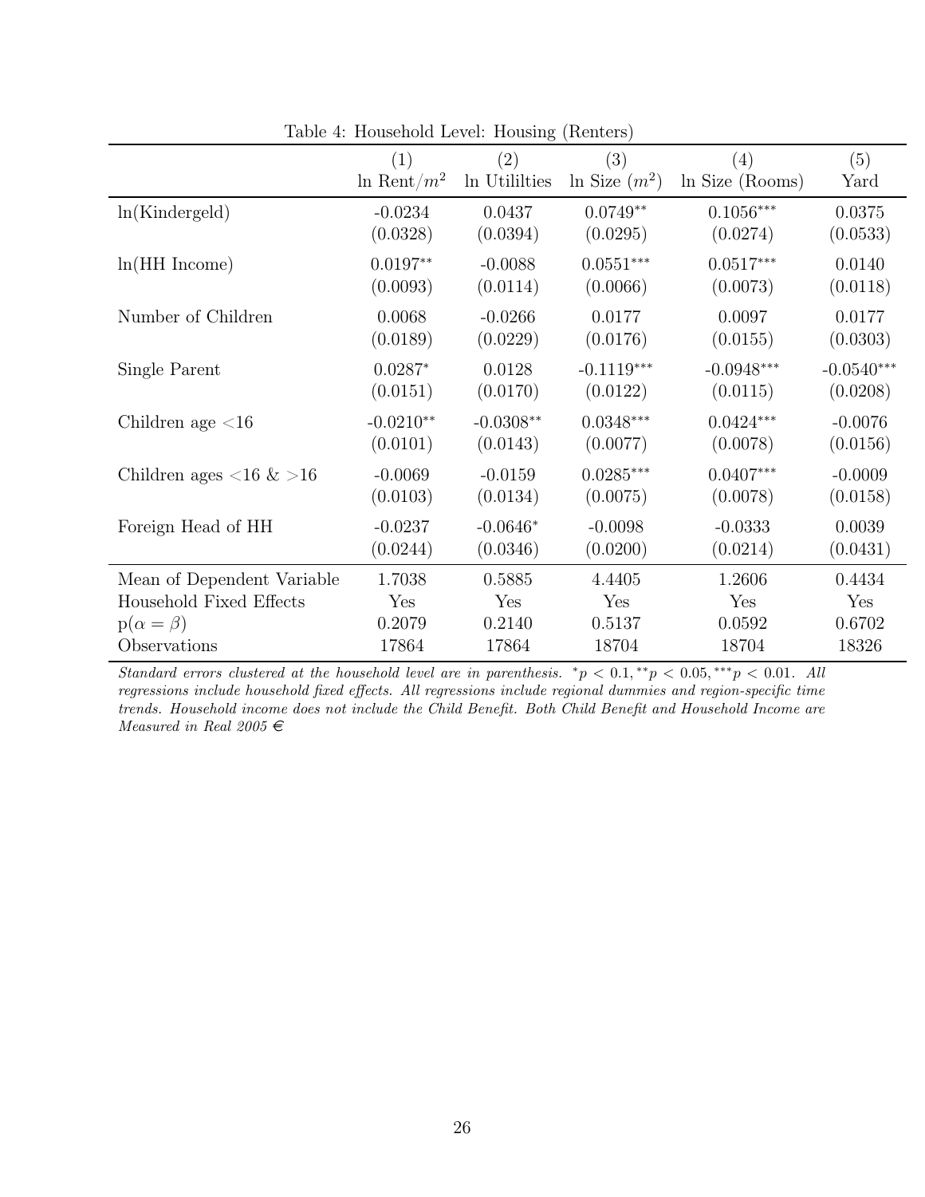Table 4: Household Level: Housing (Renters)

| | (1) ln Rent/$m^2$ | (2) ln Utililties | (3) ln Size ($m^2$) | (4) ln Size (Rooms) | (5) Yard |
|---|---|---|---|---|---|
| ln(Kindergeld) | -0.0234 | 0.0437 | 0.0749$^{**}$ | 0.1056$^{***}$ | 0.0375 |
| | (0.0328) | (0.0394) | (0.0295) | (0.0274) | (0.0533) |
| ln(HH Income) | 0.0197$^{**}$ | -0.0088 | 0.0551$^{***}$ | 0.0517$^{***}$ | 0.0140 |
| | (0.0093) | (0.0114) | (0.0066) | (0.0073) | (0.0118) |
| Number of Children | 0.0068 | -0.0266 | 0.0177 | 0.0097 | 0.0177 |
| | (0.0189) | (0.0229) | (0.0176) | (0.0155) | (0.0303) |
| Single Parent | 0.0287$^{*}$ | 0.0128 | -0.1119$^{***}$ | -0.0948$^{***}$ | -0.0540$^{***}$ |
| | (0.0151) | (0.0170) | (0.0122) | (0.0115) | (0.0208) |
| Children age <16 | -0.0210$^{**}$ | -0.0308$^{**}$ | 0.0348$^{***}$ | 0.0424$^{***}$ | -0.0076 |
| | (0.0101) | (0.0143) | (0.0077) | (0.0078) | (0.0156) |
| Children ages <16 & >16 | -0.0069 | -0.0159 | 0.0285$^{***}$ | 0.0407$^{***}$ | -0.0009 |
| | (0.0103) | (0.0134) | (0.0075) | (0.0078) | (0.0158) |
| Foreign Head of HH | -0.0237 | -0.0646$^{*}$ | -0.0098 | -0.0333 | 0.0039 |
| | (0.0244) | (0.0346) | (0.0200) | (0.0214) | (0.0431) |
| Mean of Dependent Variable | 1.7038 | 0.5885 | 4.4405 | 1.2606 | 0.4434 |
| Household Fixed Effects | Yes | Yes | Yes | Yes | Yes |
| p($\alpha = \beta$) | 0.2079 | 0.2140 | 0.5137 | 0.0592 | 0.6702 |
| Observations | 17864 | 17864 | 18704 | 18704 | 18326 |

*Standard errors clustered at the household level are in parenthesis.* $^{*}p < 0.1, ^{**}p < 0.05, ^{***}p < 0.01$. *All regressions include household fixed effects. All regressions include regional dummies and region-specific time trends. Household income does not include the Child Benefit. Both Child Benefit and Household Income are Measured in Real 2005 €*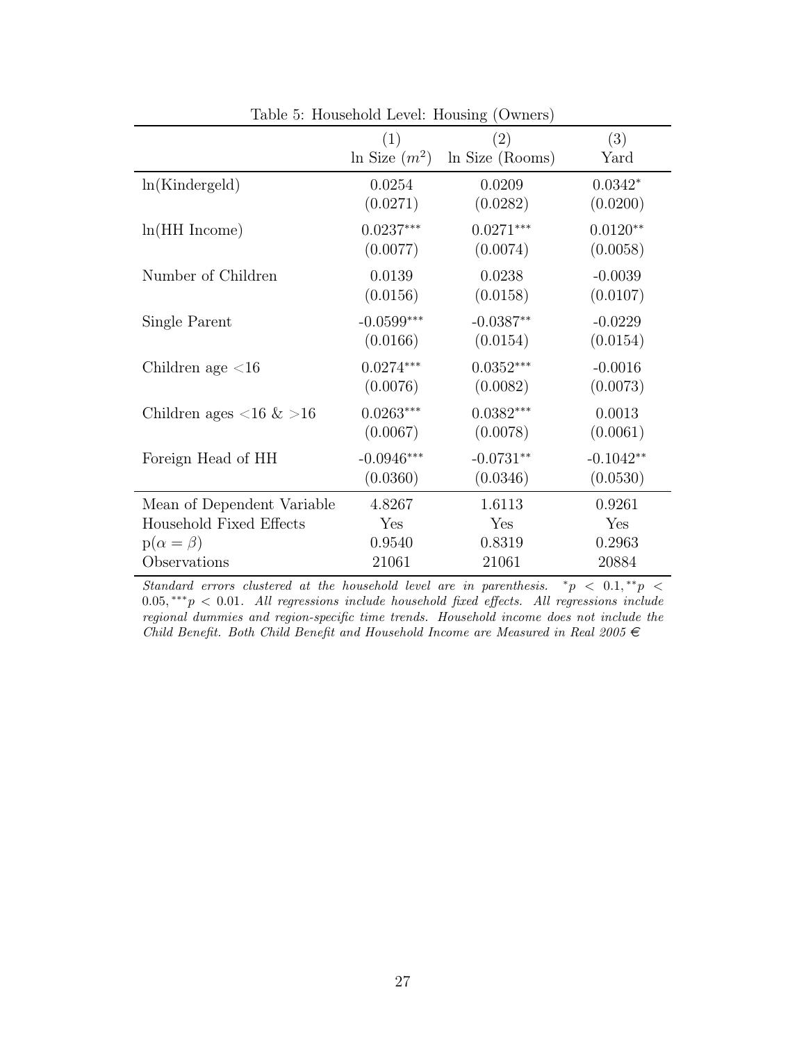Table 5: Household Level: Housing (Owners)

| | (1) ln Size ($m^2$) | (2) ln Size (Rooms) | (3) Yard |
|---|---|---|---|
| ln(Kindergeld) | 0.0254 | 0.0209 | 0.0342* |
| | (0.0271) | (0.0282) | (0.0200) |
| ln(HH Income) | 0.0237*** | 0.0271*** | 0.0120** |
| | (0.0077) | (0.0074) | (0.0058) |
| Number of Children | 0.0139 | 0.0238 | -0.0039 |
| | (0.0156) | (0.0158) | (0.0107) |
| Single Parent | -0.0599*** | -0.0387** | -0.0229 |
| | (0.0166) | (0.0154) | (0.0154) |
| Children age <16 | 0.0274*** | 0.0352*** | -0.0016 |
| | (0.0076) | (0.0082) | (0.0073) |
| Children ages <16 & >16 | 0.0263*** | 0.0382*** | 0.0013 |
| | (0.0067) | (0.0078) | (0.0061) |
| Foreign Head of HH | -0.0946*** | -0.0731** | -0.1042** |
| | (0.0360) | (0.0346) | (0.0530) |
| Mean of Dependent Variable | 4.8267 | 1.6113 | 0.9261 |
| Household Fixed Effects | Yes | Yes | Yes |
| p($\alpha = \beta$) | 0.9540 | 0.8319 | 0.2963 |
| Observations | 21061 | 21061 | 20884 |

*Standard errors clustered at the household level are in parenthesis.* $^{*}p < 0.1, ^{**}p < 0.05, ^{***}p < 0.01$. *All regressions include household fixed effects. All regressions include regional dummies and region-specific time trends. Household income does not include the Child Benefit. Both Child Benefit and Household Income are Measured in Real 2005 €*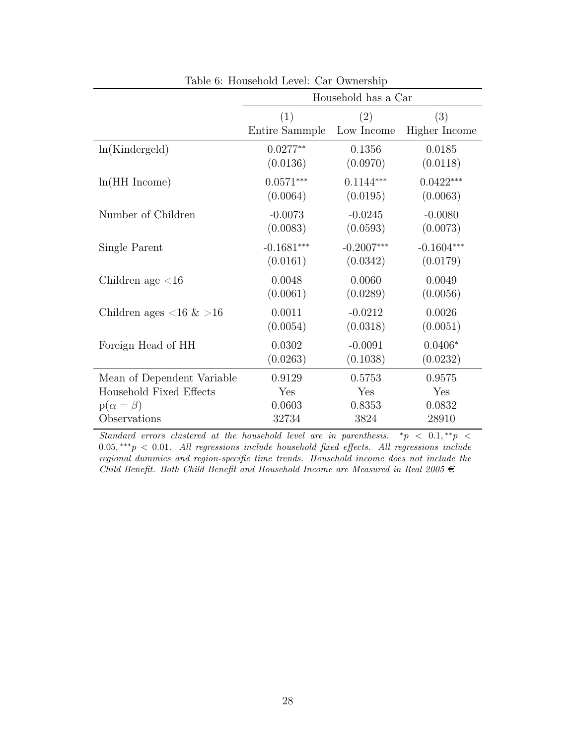Table 6: Household Level: Car Ownership

| | Household has a Car | | |
|---|---|---|---|
| | (1) Entire Sammple | (2) Low Income | (3) Higher Income |
| ln(Kindergeld) | $0.0277^{**}$ | 0.1356 | 0.0185 |
| | (0.0136) | (0.0970) | (0.0118) |
| ln(HH Income) | $0.0571^{***}$ | $0.1144^{***}$ | $0.0422^{***}$ |
| | (0.0064) | (0.0195) | (0.0063) |
| Number of Children | -0.0073 | -0.0245 | -0.0080 |
| | (0.0083) | (0.0593) | (0.0073) |
| Single Parent | $-0.1681^{***}$ | $-0.2007^{***}$ | $-0.1604^{***}$ |
| | (0.0161) | (0.0342) | (0.0179) |
| Children age <16 | 0.0048 | 0.0060 | 0.0049 |
| | (0.0061) | (0.0289) | (0.0056) |
| Children ages <16 & >16 | 0.0011 | -0.0212 | 0.0026 |
| | (0.0054) | (0.0318) | (0.0051) |
| Foreign Head of HH | 0.0302 | -0.0091 | $0.0406^{*}$ |
| | (0.0263) | (0.1038) | (0.0232) |
| Mean of Dependent Variable | 0.9129 | 0.5753 | 0.9575 |
| Household Fixed Effects | Yes | Yes | Yes |
| $p(\alpha = \beta)$ | 0.0603 | 0.8353 | 0.0832 |
| Observations | 32734 | 3824 | 28910 |

*Standard errors clustered at the household level are in parenthesis.* $^{*}p < 0.1, ^{**}p < 0.05, ^{***}p < 0.01$. *All regressions include household fixed effects. All regressions include regional dummies and region-specific time trends. Household income does not include the Child Benefit. Both Child Benefit and Household Income are Measured in Real 2005 €*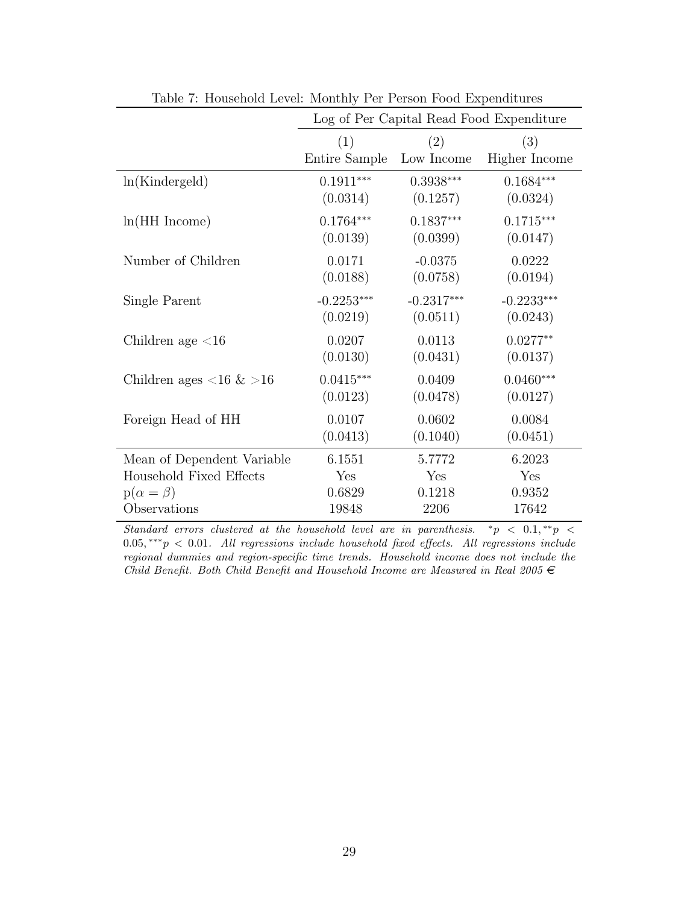Table 7: Household Level: Monthly Per Person Food Expenditures

| | Log of Per Capital Read Food Expenditure | | |
|---|---|---|---|
| | (1) | (2) | (3) |
| | Entire Sample | Low Income | Higher Income |
| ln(Kindergeld) | 0.1911*** | 0.3938*** | 0.1684*** |
| | (0.0314) | (0.1257) | (0.0324) |
| ln(HH Income) | 0.1764*** | 0.1837*** | 0.1715*** |
| | (0.0139) | (0.0399) | (0.0147) |
| Number of Children | 0.0171 | -0.0375 | 0.0222 |
| | (0.0188) | (0.0758) | (0.0194) |
| Single Parent | -0.2253*** | -0.2317*** | -0.2233*** |
| | (0.0219) | (0.0511) | (0.0243) |
| Children age <16 | 0.0207 | 0.0113 | 0.0277** |
| | (0.0130) | (0.0431) | (0.0137) |
| Children ages <16 & >16 | 0.0415*** | 0.0409 | 0.0460*** |
| | (0.0123) | (0.0478) | (0.0127) |
| Foreign Head of HH | 0.0107 | 0.0602 | 0.0084 |
| | (0.0413) | (0.1040) | (0.0451) |
| Mean of Dependent Variable | 6.1551 | 5.7772 | 6.2023 |
| Household Fixed Effects | Yes | Yes | Yes |
| $p(\alpha = \beta)$ | 0.6829 | 0.1218 | 0.9352 |
| Observations | 19848 | 2206 | 17642 |

*Standard errors clustered at the household level are in parenthesis.* $^{*}p < 0.1, ^{**}p < 0.05, ^{***}p < 0.01$. *All regressions include household fixed effects. All regressions include regional dummies and region-specific time trends. Household income does not include the Child Benefit. Both Child Benefit and Household Income are Measured in Real 2005 €*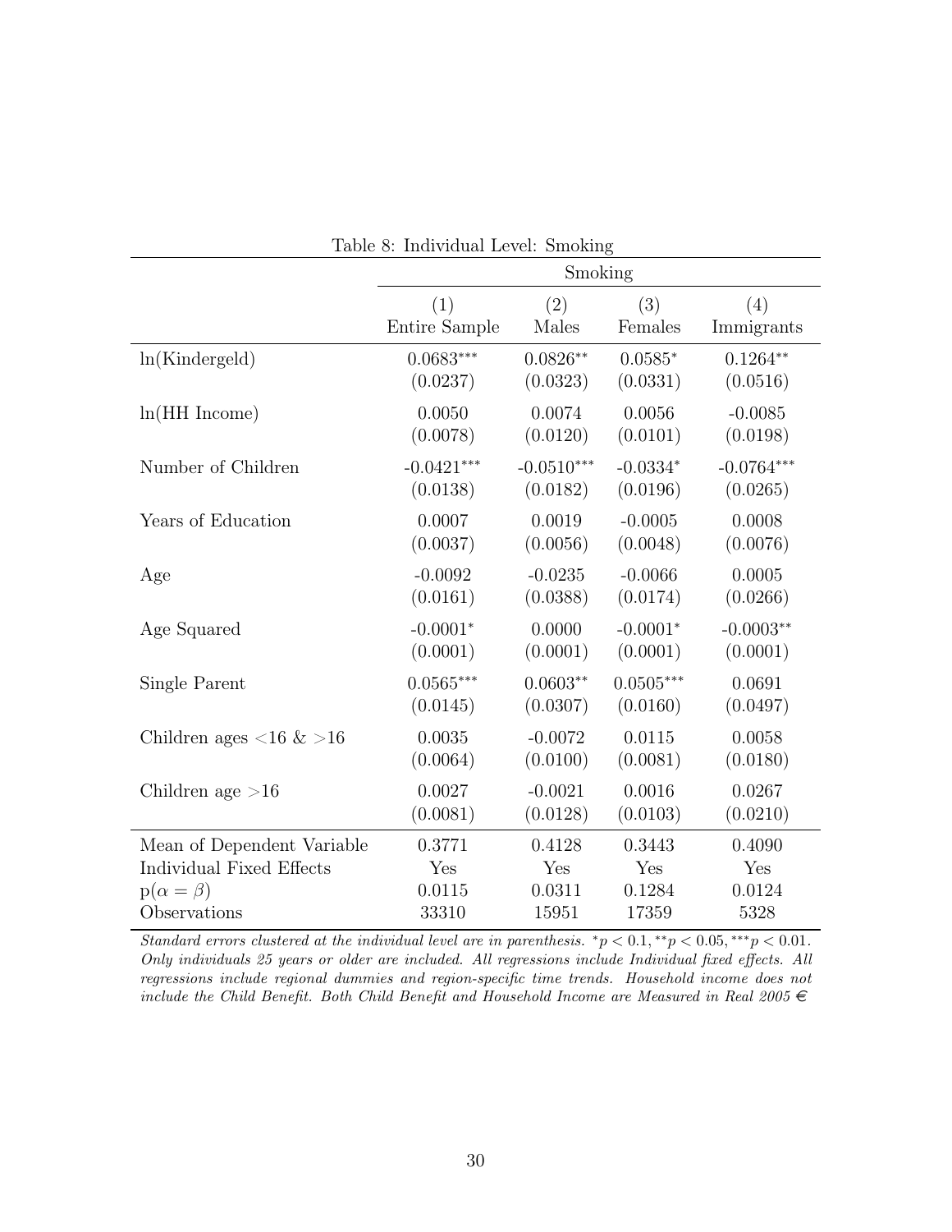Table 8: Individual Level: Smoking

| | Smoking | | | |
|---|---|---|---|---|
| | (1) Entire Sample | (2) Males | (3) Females | (4) Immigrants |
| ln(Kindergeld) | $0.0683^{***}$ | $0.0826^{**}$ | $0.0585^{*}$ | $0.1264^{**}$ |
| | (0.0237) | (0.0323) | (0.0331) | (0.0516) |
| ln(HH Income) | 0.0050 | 0.0074 | 0.0056 | -0.0085 |
| | (0.0078) | (0.0120) | (0.0101) | (0.0198) |
| Number of Children | $-0.0421^{***}$ | $-0.0510^{***}$ | $-0.0334^{*}$ | $-0.0764^{***}$ |
| | (0.0138) | (0.0182) | (0.0196) | (0.0265) |
| Years of Education | 0.0007 | 0.0019 | -0.0005 | 0.0008 |
| | (0.0037) | (0.0056) | (0.0048) | (0.0076) |
| Age | -0.0092 | -0.0235 | -0.0066 | 0.0005 |
| | (0.0161) | (0.0388) | (0.0174) | (0.0266) |
| Age Squared | $-0.0001^{*}$ | 0.0000 | $-0.0001^{*}$ | $-0.0003^{**}$ |
| | (0.0001) | (0.0001) | (0.0001) | (0.0001) |
| Single Parent | $0.0565^{***}$ | $0.0603^{**}$ | $0.0505^{***}$ | 0.0691 |
| | (0.0145) | (0.0307) | (0.0160) | (0.0497) |
| Children ages <16 & >16 | 0.0035 | -0.0072 | 0.0115 | 0.0058 |
| | (0.0064) | (0.0100) | (0.0081) | (0.0180) |
| Children age >16 | 0.0027 | -0.0021 | 0.0016 | 0.0267 |
| | (0.0081) | (0.0128) | (0.0103) | (0.0210) |
| Mean of Dependent Variable | 0.3771 | 0.4128 | 0.3443 | 0.4090 |
| Individual Fixed Effects | Yes | Yes | Yes | Yes |
| $p(\alpha = \beta)$ | 0.0115 | 0.0311 | 0.1284 | 0.0124 |
| Observations | 33310 | 15951 | 17359 | 5328 |

*Standard errors clustered at the individual level are in parenthesis.* $^{*}p < 0.1, ^{**}p < 0.05, ^{***}p < 0.01$. *Only individuals 25 years or older are included. All regressions include Individual fixed effects. All regressions include regional dummies and region-specific time trends. Household income does not include the Child Benefit. Both Child Benefit and Household Income are Measured in Real 2005 €*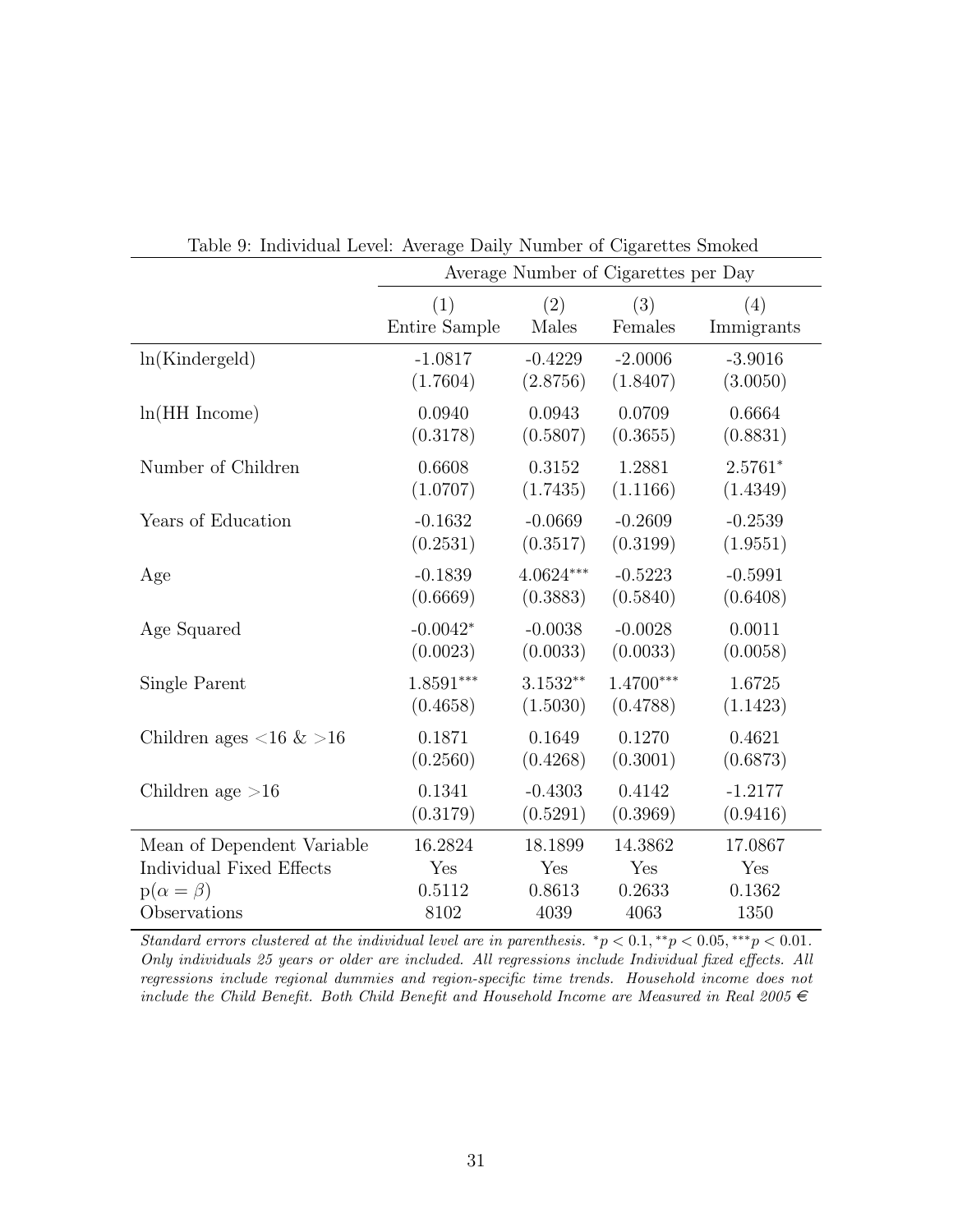Table 9: Individual Level: Average Daily Number of Cigarettes Smoked

| | Average Number of Cigarettes per Day | | | |
|---|---|---|---|---|
| | (1) Entire Sample | (2) Males | (3) Females | (4) Immigrants |
| ln(Kindergeld) | -1.0817 | -0.4229 | -2.0006 | -3.9016 |
| | (1.7604) | (2.8756) | (1.8407) | (3.0050) |
| ln(HH Income) | 0.0940 | 0.0943 | 0.0709 | 0.6664 |
| | (0.3178) | (0.5807) | (0.3655) | (0.8831) |
| Number of Children | 0.6608 | 0.3152 | 1.2881 | $2.5761^{*}$ |
| | (1.0707) | (1.7435) | (1.1166) | (1.4349) |
| Years of Education | -0.1632 | -0.0669 | -0.2609 | -0.2539 |
| | (0.2531) | (0.3517) | (0.3199) | (1.9551) |
| Age | -0.1839 | $4.0624^{***}$ | -0.5223 | -0.5991 |
| | (0.6669) | (0.3883) | (0.5840) | (0.6408) |
| Age Squared | $-0.0042^{*}$ | -0.0038 | -0.0028 | 0.0011 |
| | (0.0023) | (0.0033) | (0.0033) | (0.0058) |
| Single Parent | $1.8591^{***}$ | $3.1532^{**}$ | $1.4700^{***}$ | 1.6725 |
| | (0.4658) | (1.5030) | (0.4788) | (1.1423) |
| Children ages <16 & >16 | 0.1871 | 0.1649 | 0.1270 | 0.4621 |
| | (0.2560) | (0.4268) | (0.3001) | (0.6873) |
| Children age >16 | 0.1341 | -0.4303 | 0.4142 | -1.2177 |
| | (0.3179) | (0.5291) | (0.3969) | (0.9416) |
| Mean of Dependent Variable | 16.2824 | 18.1899 | 14.3862 | 17.0867 |
| Individual Fixed Effects | Yes | Yes | Yes | Yes |
| $p(\alpha = \beta)$ | 0.5112 | 0.8613 | 0.2633 | 0.1362 |
| Observations | 8102 | 4039 | 4063 | 1350 |

*Standard errors clustered at the individual level are in parenthesis.* $^{*}p < 0.1, ^{**}p < 0.05, ^{***}p < 0.01$. *Only individuals 25 years or older are included. All regressions include Individual fixed effects. All regressions include regional dummies and region-specific time trends. Household income does not include the Child Benefit. Both Child Benefit and Household Income are Measured in Real 2005 €*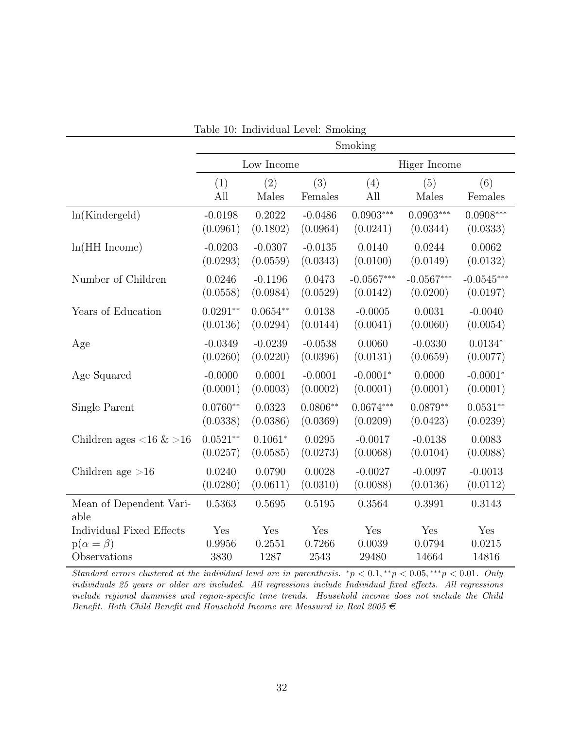Table 10: Individual Level: Smoking

| | Smoking | | | | | |
|---|---|---|---|---|---|---|
| | Low Income | | | Higer Income | | |
| | (1) All | (2) Males | (3) Females | (4) All | (5) Males | (6) Females |
| ln(Kindergeld) | -0.0198 | 0.2022 | -0.0486 | 0.0903*** | 0.0903*** | 0.0908*** |
| | (0.0961) | (0.1802) | (0.0964) | (0.0241) | (0.0344) | (0.0333) |
| ln(HH Income) | -0.0203 | -0.0307 | -0.0135 | 0.0140 | 0.0244 | 0.0062 |
| | (0.0293) | (0.0559) | (0.0343) | (0.0100) | (0.0149) | (0.0132) |
| Number of Children | 0.0246 | -0.1196 | 0.0473 | -0.0567*** | -0.0567*** | -0.0545*** |
| | (0.0558) | (0.0984) | (0.0529) | (0.0142) | (0.0200) | (0.0197) |
| Years of Education | 0.0291** | 0.0654** | 0.0138 | -0.0005 | 0.0031 | -0.0040 |
| | (0.0136) | (0.0294) | (0.0144) | (0.0041) | (0.0060) | (0.0054) |
| Age | -0.0349 | -0.0239 | -0.0538 | 0.0060 | -0.0330 | 0.0134* |
| | (0.0260) | (0.0220) | (0.0396) | (0.0131) | (0.0659) | (0.0077) |
| Age Squared | -0.0000 | 0.0001 | -0.0001 | -0.0001* | 0.0000 | -0.0001* |
| | (0.0001) | (0.0003) | (0.0002) | (0.0001) | (0.0001) | (0.0001) |
| Single Parent | 0.0760** | 0.0323 | 0.0806** | 0.0674*** | 0.0879** | 0.0531** |
| | (0.0338) | (0.0386) | (0.0369) | (0.0209) | (0.0423) | (0.0239) |
| Children ages <16 & >16 | 0.0521** | 0.1061* | 0.0295 | -0.0017 | -0.0138 | 0.0083 |
| | (0.0257) | (0.0585) | (0.0273) | (0.0068) | (0.0104) | (0.0088) |
| Children age >16 | 0.0240 | 0.0790 | 0.0028 | -0.0027 | -0.0097 | -0.0013 |
| | (0.0280) | (0.0611) | (0.0310) | (0.0088) | (0.0136) | (0.0112) |
| Mean of Dependent Variable | 0.5363 | 0.5695 | 0.5195 | 0.3564 | 0.3991 | 0.3143 |
| Individual Fixed Effects | Yes | Yes | Yes | Yes | Yes | Yes |
| $p(\alpha = \beta)$ | 0.9956 | 0.2551 | 0.7266 | 0.0039 | 0.0794 | 0.0215 |
| Observations | 3830 | 1287 | 2543 | 29480 | 14664 | 14816 |

*Standard errors clustered at the individual level are in parenthesis.* $^{*}p < 0.1, ^{**}p < 0.05, ^{***}p < 0.01$. *Only individuals 25 years or older are included. All regressions include Individual fixed effects. All regressions include regional dummies and region-specific time trends. Household income does not include the Child Benefit. Both Child Benefit and Household Income are Measured in Real 2005 €*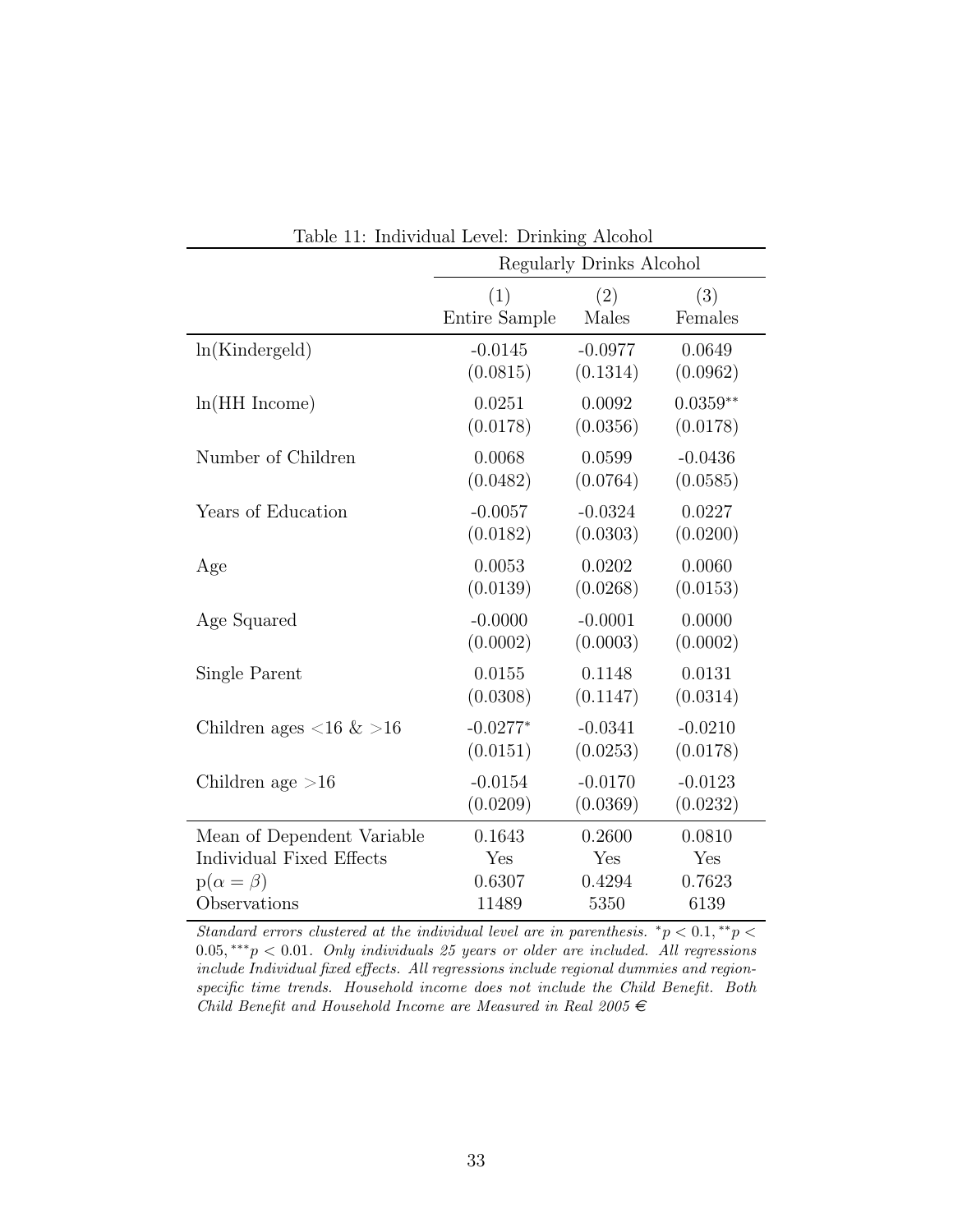Table 11: Individual Level: Drinking Alcohol

| | Regularly Drinks Alcohol | | |
|---|---|---|---|
| | (1) Entire Sample | (2) Males | (3) Females |
| ln(Kindergeld) | -0.0145 | -0.0977 | 0.0649 |
| | (0.0815) | (0.1314) | (0.0962) |
| ln(HH Income) | 0.0251 | 0.0092 | 0.0359** |
| | (0.0178) | (0.0356) | (0.0178) |
| Number of Children | 0.0068 | 0.0599 | -0.0436 |
| | (0.0482) | (0.0764) | (0.0585) |
| Years of Education | -0.0057 | -0.0324 | 0.0227 |
| | (0.0182) | (0.0303) | (0.0200) |
| Age | 0.0053 | 0.0202 | 0.0060 |
| | (0.0139) | (0.0268) | (0.0153) |
| Age Squared | -0.0000 | -0.0001 | 0.0000 |
| | (0.0002) | (0.0003) | (0.0002) |
| Single Parent | 0.0155 | 0.1148 | 0.0131 |
| | (0.0308) | (0.1147) | (0.0314) |
| Children ages <16 & >16 | -0.0277* | -0.0341 | -0.0210 |
| | (0.0151) | (0.0253) | (0.0178) |
| Children age >16 | -0.0154 | -0.0170 | -0.0123 |
| | (0.0209) | (0.0369) | (0.0232) |
| Mean of Dependent Variable | 0.1643 | 0.2600 | 0.0810 |
| Individual Fixed Effects | Yes | Yes | Yes |
| $p(\alpha = \beta)$ | 0.6307 | 0.4294 | 0.7623 |
| Observations | 11489 | 5350 | 6139 |

*Standard errors clustered at the individual level are in parenthesis.* $^{*}p < 0.1, ^{**}p < 0.05, ^{***}p < 0.01$. *Only individuals 25 years or older are included. All regressions include Individual fixed effects. All regressions include regional dummies and region-specific time trends. Household income does not include the Child Benefit. Both Child Benefit and Household Income are Measured in Real 2005 €*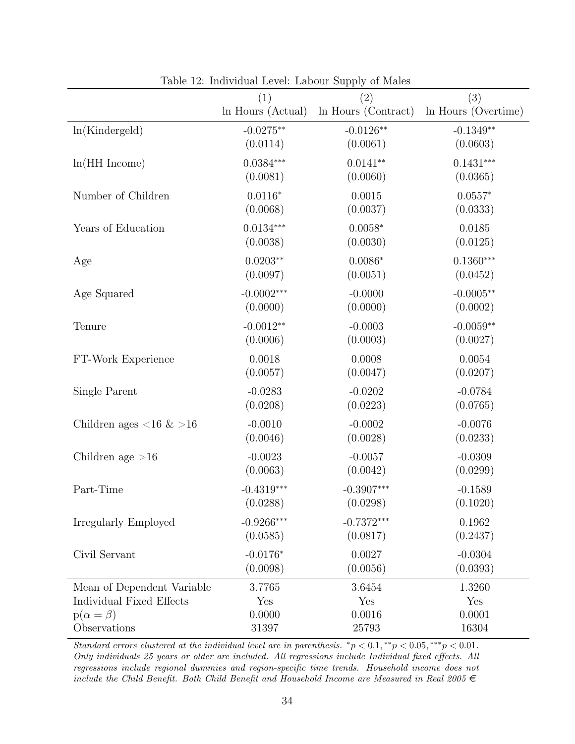Table 12: Individual Level: Labour Supply of Males

| | (1) ln Hours (Actual) | (2) ln Hours (Contract) | (3) ln Hours (Overtime) |
|---|---|---|---|
| ln(Kindergeld) | -0.0275** | -0.0126** | -0.1349** |
| | (0.0114) | (0.0061) | (0.0603) |
| ln(HH Income) | 0.0384*** | 0.0141** | 0.1431*** |
| | (0.0081) | (0.0060) | (0.0365) |
| Number of Children | 0.0116* | 0.0015 | 0.0557* |
| | (0.0068) | (0.0037) | (0.0333) |
| Years of Education | 0.0134*** | 0.0058* | 0.0185 |
| | (0.0038) | (0.0030) | (0.0125) |
| Age | 0.0203** | 0.0086* | 0.1360*** |
| | (0.0097) | (0.0051) | (0.0452) |
| Age Squared | -0.0002*** | -0.0000 | -0.0005** |
| | (0.0000) | (0.0000) | (0.0002) |
| Tenure | -0.0012** | -0.0003 | -0.0059** |
| | (0.0006) | (0.0003) | (0.0027) |
| FT-Work Experience | 0.0018 | 0.0008 | 0.0054 |
| | (0.0057) | (0.0047) | (0.0207) |
| Single Parent | -0.0283 | -0.0202 | -0.0784 |
| | (0.0208) | (0.0223) | (0.0765) |
| Children ages <16 & >16 | -0.0010 | -0.0002 | -0.0076 |
| | (0.0046) | (0.0028) | (0.0233) |
| Children age >16 | -0.0023 | -0.0057 | -0.0309 |
| | (0.0063) | (0.0042) | (0.0299) |
| Part-Time | -0.4319*** | -0.3907*** | -0.1589 |
| | (0.0288) | (0.0298) | (0.1020) |
| Irregularly Employed | -0.9266*** | -0.7372*** | 0.1962 |
| | (0.0585) | (0.0817) | (0.2437) |
| Civil Servant | -0.0176* | 0.0027 | -0.0304 |
| | (0.0098) | (0.0056) | (0.0393) |
| Mean of Dependent Variable | 3.7765 | 3.6454 | 1.3260 |
| Individual Fixed Effects | Yes | Yes | Yes |
| p($\alpha = \beta$) | 0.0000 | 0.0016 | 0.0001 |
| Observations | 31397 | 25793 | 16304 |

*Standard errors clustered at the individual level are in parenthesis.* $^{*}p < 0.1, ^{**}p < 0.05, ^{***}p < 0.01$. *Only individuals 25 years or older are included. All regressions include Individual fixed effects. All regressions include regional dummies and region-specific time trends. Household income does not include the Child Benefit. Both Child Benefit and Household Income are Measured in Real 2005 €*